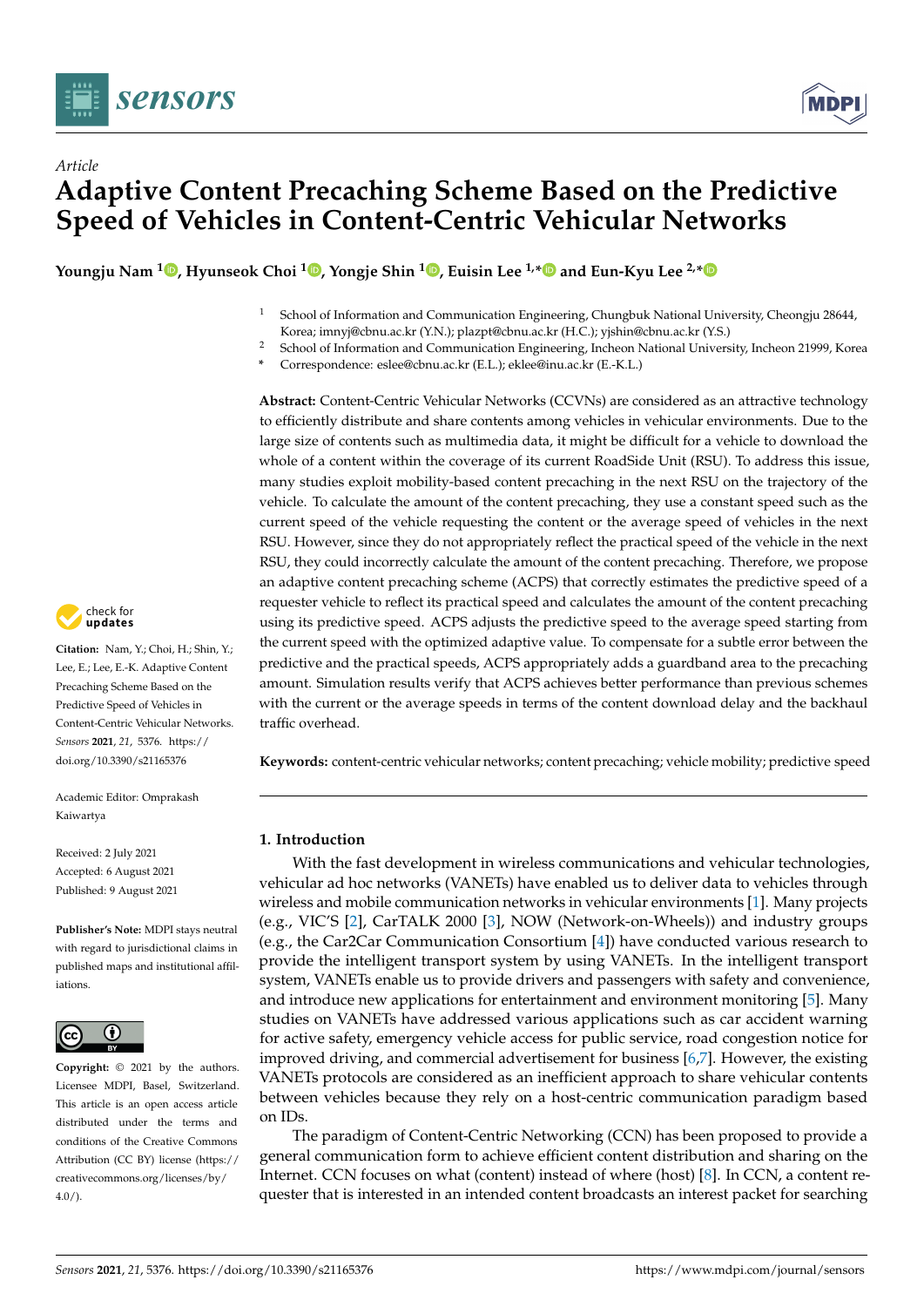*Article*

# Adaptive Content Precaching Scheme Based on the Predictive Speed of Vehicles in Content-Centric Vehicular Networks

**Youngju Nam [1], Hyunseok Choi [1], Yongje Shin [1], Euisin Lee [1,*] and Eun-Kyu Lee [2,*]**

[1] School of Information and Communication Engineering, Chungbuk National University, Cheongju 28644, Korea; imnyj@cbnu.ac.kr (Y.N.); plazpt@cbnu.ac.kr (H.C.); yjshin@cbnu.ac.kr (Y.S.)

[2] School of Information and Communication Engineering, Incheon National University, Incheon 21999, Korea

* Correspondence: eslee@cbnu.ac.kr (E.L.); eklee@inu.ac.kr (E.-K.L.)

**Abstract:** Content-Centric Vehicular Networks (CCVNs) are considered as an attractive technology to efficiently distribute and share contents among vehicles in vehicular environments. Due to the large size of contents such as multimedia data, it might be difficult for a vehicle to download the whole of a content within the coverage of its current RoadSide Unit (RSU). To address this issue, many studies exploit mobility-based content precaching in the next RSU on the trajectory of the vehicle. To calculate the amount of the content precaching, they use a constant speed such as the current speed of the vehicle requesting the content or the average speed of vehicles in the next RSU. However, since they do not appropriately reflect the practical speed of the vehicle in the next RSU, they could incorrectly calculate the amount of the content precaching. Therefore, we propose an adaptive content precaching scheme (ACPS) that correctly estimates the predictive speed of a requester vehicle to reflect its practical speed and calculates the amount of the content precaching using its predictive speed. ACPS adjusts the predictive speed to the average speed starting from the current speed with the optimized adaptive value. To compensate for a subtle error between the predictive and the practical speeds, ACPS appropriately adds a guardband area to the precaching amount. Simulation results verify that ACPS achieves better performance than previous schemes with the current or the average speeds in terms of the content download delay and the backhaul traffic overhead.

**Keywords:** content-centric vehicular networks; content precaching; vehicle mobility; predictive speed

**Citation:** Nam, Y.; Choi, H.; Shin, Y.; Lee, E.; Lee, E.-K. Adaptive Content Precaching Scheme Based on the Predictive Speed of Vehicles in Content-Centric Vehicular Networks. *Sensors* **2021**, *21*, 5376. https://doi.org/10.3390/s21165376

Academic Editor: Omprakash Kaiwartya

Received: 2 July 2021
Accepted: 6 August 2021
Published: 9 August 2021

**Publisher's Note:** MDPI stays neutral with regard to jurisdictional claims in published maps and institutional affiliations.

**Copyright:** © 2021 by the authors. Licensee MDPI, Basel, Switzerland. This article is an open access article distributed under the terms and conditions of the Creative Commons Attribution (CC BY) license (https://creativecommons.org/licenses/by/4.0/).

## 1. Introduction

With the fast development in wireless communications and vehicular technologies, vehicular ad hoc networks (VANETs) have enabled us to deliver data to vehicles through wireless and mobile communication networks in vehicular environments [1]. Many projects (e.g., VIC'S [2], CarTALK 2000 [3], NOW (Network-on-Wheels)) and industry groups (e.g., the Car2Car Communication Consortium [4]) have conducted various research to provide the intelligent transport system by using VANETs. In the intelligent transport system, VANETs enable us to provide drivers and passengers with safety and convenience, and introduce new applications for entertainment and environment monitoring [5]. Many studies on VANETs have addressed various applications such as car accident warning for active safety, emergency vehicle access for public service, road congestion notice for improved driving, and commercial advertisement for business [6,7]. However, the existing VANETs protocols are considered as an inefficient approach to share vehicular contents between vehicles because they rely on a host-centric communication paradigm based on IDs.

The paradigm of Content-Centric Networking (CCN) has been proposed to provide a general communication form to achieve efficient content distribution and sharing on the Internet. CCN focuses on what (content) instead of where (host) [8]. In CCN, a content requester that is interested in an intended content broadcasts an interest packet for searching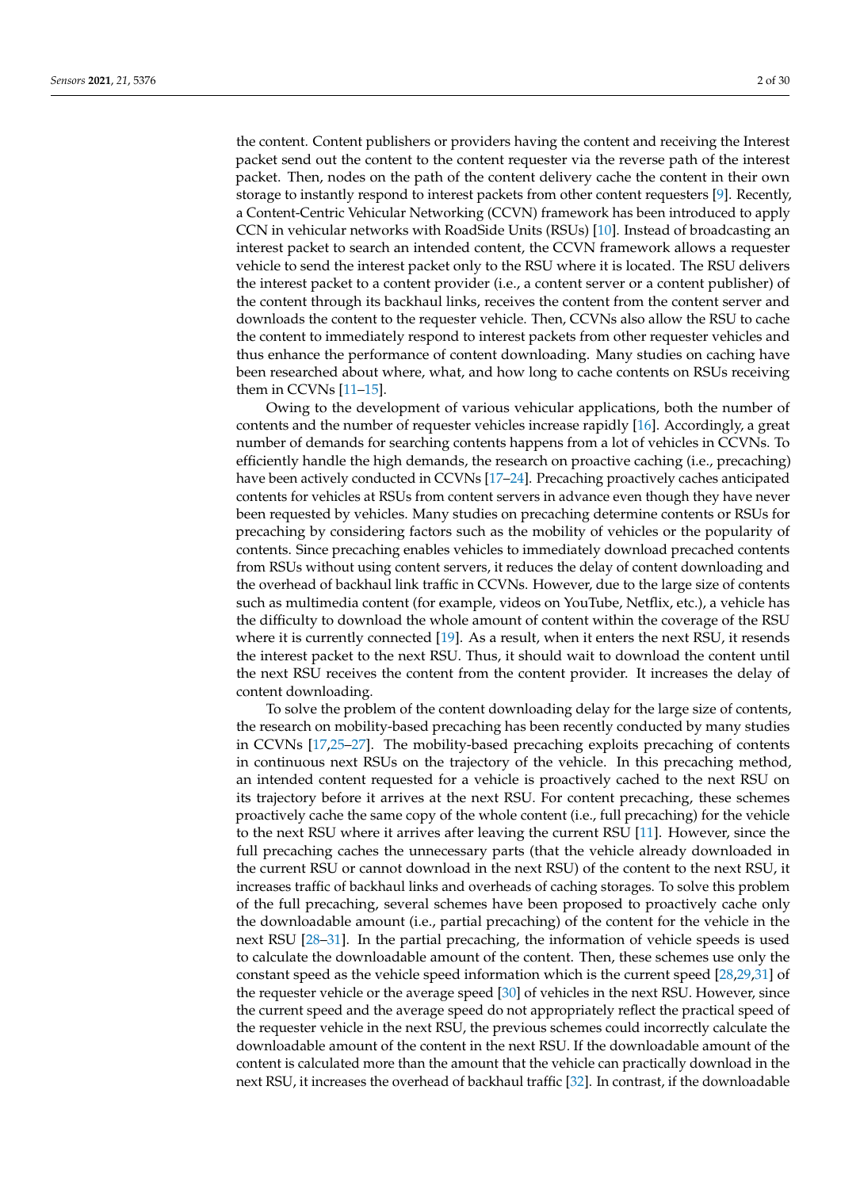the content. Content publishers or providers having the content and receiving the Interest packet send out the content to the content requester via the reverse path of the interest packet. Then, nodes on the path of the content delivery cache the content in their own storage to instantly respond to interest packets from other content requesters [9]. Recently, a Content-Centric Vehicular Networking (CCVN) framework has been introduced to apply CCN in vehicular networks with RoadSide Units (RSUs) [10]. Instead of broadcasting an interest packet to search an intended content, the CCVN framework allows a requester vehicle to send the interest packet only to the RSU where it is located. The RSU delivers the interest packet to a content provider (i.e., a content server or a content publisher) of the content through its backhaul links, receives the content from the content server and downloads the content to the requester vehicle. Then, CCVNs also allow the RSU to cache the content to immediately respond to interest packets from other requester vehicles and thus enhance the performance of content downloading. Many studies on caching have been researched about where, what, and how long to cache contents on RSUs receiving them in CCVNs [11–15].

Owing to the development of various vehicular applications, both the number of contents and the number of requester vehicles increase rapidly [16]. Accordingly, a great number of demands for searching contents happens from a lot of vehicles in CCVNs. To efficiently handle the high demands, the research on proactive caching (i.e., precaching) have been actively conducted in CCVNs [17–24]. Precaching proactively caches anticipated contents for vehicles at RSUs from content servers in advance even though they have never been requested by vehicles. Many studies on precaching determine contents or RSUs for precaching by considering factors such as the mobility of vehicles or the popularity of contents. Since precaching enables vehicles to immediately download precached contents from RSUs without using content servers, it reduces the delay of content downloading and the overhead of backhaul link traffic in CCVNs. However, due to the large size of contents such as multimedia content (for example, videos on YouTube, Netflix, etc.), a vehicle has the difficulty to download the whole amount of content within the coverage of the RSU where it is currently connected [19]. As a result, when it enters the next RSU, it resends the interest packet to the next RSU. Thus, it should wait to download the content until the next RSU receives the content from the content provider. It increases the delay of content downloading.

To solve the problem of the content downloading delay for the large size of contents, the research on mobility-based precaching has been recently conducted by many studies in CCVNs [17,25–27]. The mobility-based precaching exploits precaching of contents in continuous next RSUs on the trajectory of the vehicle. In this precaching method, an intended content requested for a vehicle is proactively cached to the next RSU on its trajectory before it arrives at the next RSU. For content precaching, these schemes proactively cache the same copy of the whole content (i.e., full precaching) for the vehicle to the next RSU where it arrives after leaving the current RSU [11]. However, since the full precaching caches the unnecessary parts (that the vehicle already downloaded in the current RSU or cannot download in the next RSU) of the content to the next RSU, it increases traffic of backhaul links and overheads of caching storages. To solve this problem of the full precaching, several schemes have been proposed to proactively cache only the downloadable amount (i.e., partial precaching) of the content for the vehicle in the next RSU [28–31]. In the partial precaching, the information of vehicle speeds is used to calculate the downloadable amount of the content. Then, these schemes use only the constant speed as the vehicle speed information which is the current speed [28,29,31] of the requester vehicle or the average speed [30] of vehicles in the next RSU. However, since the current speed and the average speed do not appropriately reflect the practical speed of the requester vehicle in the next RSU, the previous schemes could incorrectly calculate the downloadable amount of the content in the next RSU. If the downloadable amount of the content is calculated more than the amount that the vehicle can practically download in the next RSU, it increases the overhead of backhaul traffic [32]. In contrast, if the downloadable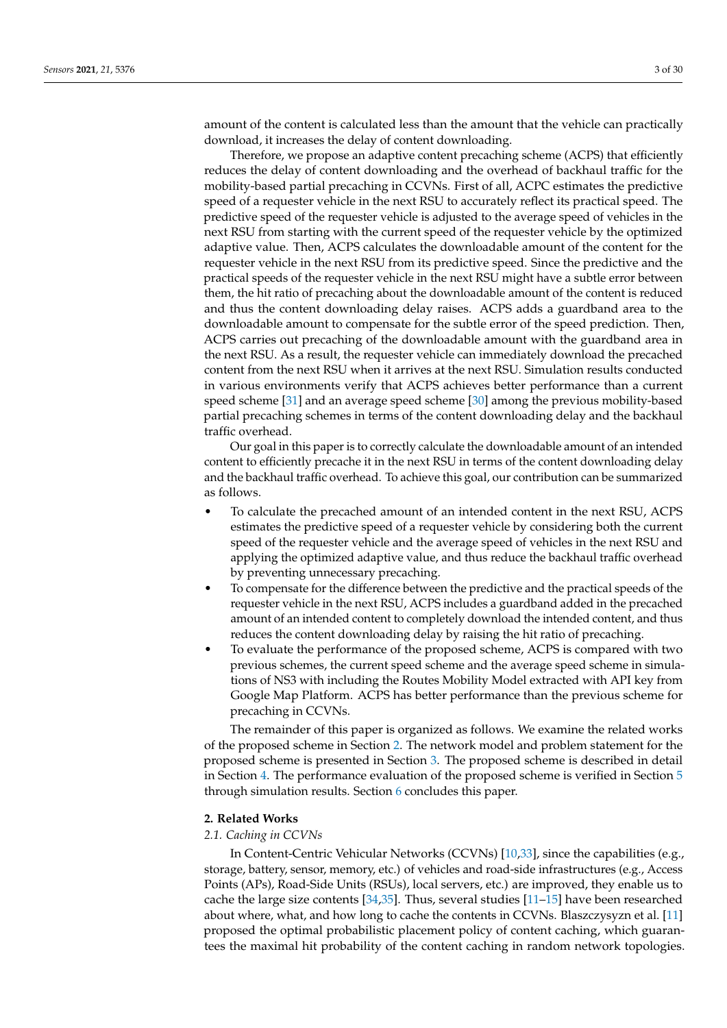amount of the content is calculated less than the amount that the vehicle can practically download, it increases the delay of content downloading.

Therefore, we propose an adaptive content precaching scheme (ACPS) that efficiently reduces the delay of content downloading and the overhead of backhaul traffic for the mobility-based partial precaching in CCVNs. First of all, ACPC estimates the predictive speed of a requester vehicle in the next RSU to accurately reflect its practical speed. The predictive speed of the requester vehicle is adjusted to the average speed of vehicles in the next RSU from starting with the current speed of the requester vehicle by the optimized adaptive value. Then, ACPS calculates the downloadable amount of the content for the requester vehicle in the next RSU from its predictive speed. Since the predictive and the practical speeds of the requester vehicle in the next RSU might have a subtle error between them, the hit ratio of precaching about the downloadable amount of the content is reduced and thus the content downloading delay raises. ACPS adds a guardband area to the downloadable amount to compensate for the subtle error of the speed prediction. Then, ACPS carries out precaching of the downloadable amount with the guardband area in the next RSU. As a result, the requester vehicle can immediately download the precached content from the next RSU when it arrives at the next RSU. Simulation results conducted in various environments verify that ACPS achieves better performance than a current speed scheme [31] and an average speed scheme [30] among the previous mobility-based partial precaching schemes in terms of the content downloading delay and the backhaul traffic overhead.

Our goal in this paper is to correctly calculate the downloadable amount of an intended content to efficiently precache it in the next RSU in terms of the content downloading delay and the backhaul traffic overhead. To achieve this goal, our contribution can be summarized as follows.

- To calculate the precached amount of an intended content in the next RSU, ACPS estimates the predictive speed of a requester vehicle by considering both the current speed of the requester vehicle and the average speed of vehicles in the next RSU and applying the optimized adaptive value, and thus reduce the backhaul traffic overhead by preventing unnecessary precaching.
- To compensate for the difference between the predictive and the practical speeds of the requester vehicle in the next RSU, ACPS includes a guardband added in the precached amount of an intended content to completely download the intended content, and thus reduces the content downloading delay by raising the hit ratio of precaching.
- To evaluate the performance of the proposed scheme, ACPS is compared with two previous schemes, the current speed scheme and the average speed scheme in simulations of NS3 with including the Routes Mobility Model extracted with API key from Google Map Platform. ACPS has better performance than the previous scheme for precaching in CCVNs.

The remainder of this paper is organized as follows. We examine the related works of the proposed scheme in Section 2. The network model and problem statement for the proposed scheme is presented in Section 3. The proposed scheme is described in detail in Section 4. The performance evaluation of the proposed scheme is verified in Section 5 through simulation results. Section 6 concludes this paper.

## 2. Related Works

### 2.1. Caching in CCVNs

In Content-Centric Vehicular Networks (CCVNs) [10,33], since the capabilities (e.g., storage, battery, sensor, memory, etc.) of vehicles and road-side infrastructures (e.g., Access Points (APs), Road-Side Units (RSUs), local servers, etc.) are improved, they enable us to cache the large size contents [34,35]. Thus, several studies [11–15] have been researched about where, what, and how long to cache the contents in CCVNs. Blaszczysyzn et al. [11] proposed the optimal probabilistic placement policy of content caching, which guarantees the maximal hit probability of the content caching in random network topologies.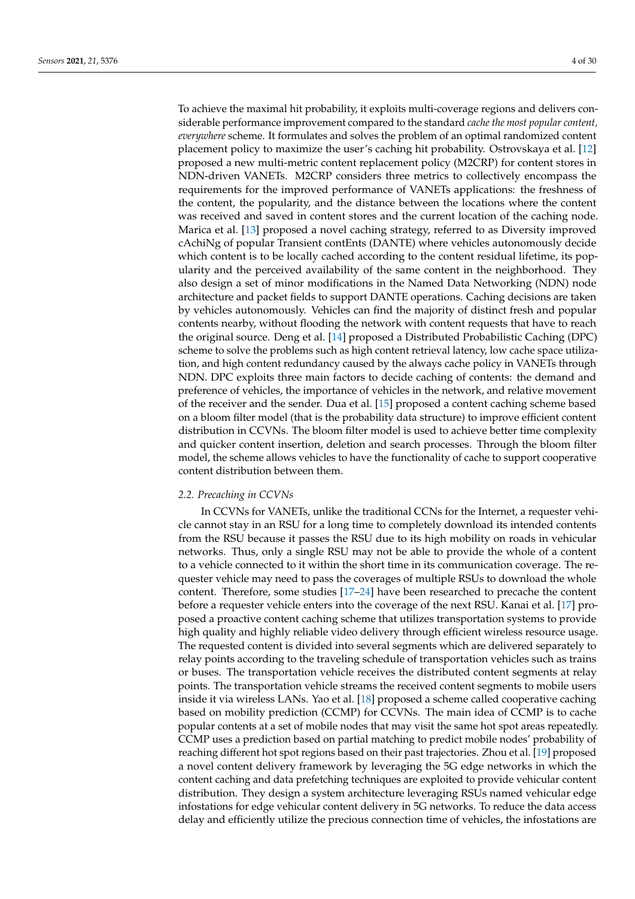To achieve the maximal hit probability, it exploits multi-coverage regions and delivers considerable performance improvement compared to the standard *cache the most popular content, everywhere* scheme. It formulates and solves the problem of an optimal randomized content placement policy to maximize the user's caching hit probability. Ostrovskaya et al. [12] proposed a new multi-metric content replacement policy (M2CRP) for content stores in NDN-driven VANETs. M2CRP considers three metrics to collectively encompass the requirements for the improved performance of VANETs applications: the freshness of the content, the popularity, and the distance between the locations where the content was received and saved in content stores and the current location of the caching node. Marica et al. [13] proposed a novel caching strategy, referred to as Diversity improved cAchiNg of popular Transient contEnts (DANTE) where vehicles autonomously decide which content is to be locally cached according to the content residual lifetime, its popularity and the perceived availability of the same content in the neighborhood. They also design a set of minor modifications in the Named Data Networking (NDN) node architecture and packet fields to support DANTE operations. Caching decisions are taken by vehicles autonomously. Vehicles can find the majority of distinct fresh and popular contents nearby, without flooding the network with content requests that have to reach the original source. Deng et al. [14] proposed a Distributed Probabilistic Caching (DPC) scheme to solve the problems such as high content retrieval latency, low cache space utilization, and high content redundancy caused by the always cache policy in VANETs through NDN. DPC exploits three main factors to decide caching of contents: the demand and preference of vehicles, the importance of vehicles in the network, and relative movement of the receiver and the sender. Dua et al. [15] proposed a content caching scheme based on a bloom filter model (that is the probability data structure) to improve efficient content distribution in CCVNs. The bloom filter model is used to achieve better time complexity and quicker content insertion, deletion and search processes. Through the bloom filter model, the scheme allows vehicles to have the functionality of cache to support cooperative content distribution between them.

### 2.2. Precaching in CCVNs

In CCVNs for VANETs, unlike the traditional CCNs for the Internet, a requester vehicle cannot stay in an RSU for a long time to completely download its intended contents from the RSU because it passes the RSU due to its high mobility on roads in vehicular networks. Thus, only a single RSU may not be able to provide the whole of a content to a vehicle connected to it within the short time in its communication coverage. The requester vehicle may need to pass the coverages of multiple RSUs to download the whole content. Therefore, some studies [17–24] have been researched to precache the content before a requester vehicle enters into the coverage of the next RSU. Kanai et al. [17] proposed a proactive content caching scheme that utilizes transportation systems to provide high quality and highly reliable video delivery through efficient wireless resource usage. The requested content is divided into several segments which are delivered separately to relay points according to the traveling schedule of transportation vehicles such as trains or buses. The transportation vehicle receives the distributed content segments at relay points. The transportation vehicle streams the received content segments to mobile users inside it via wireless LANs. Yao et al. [18] proposed a scheme called cooperative caching based on mobility prediction (CCMP) for CCVNs. The main idea of CCMP is to cache popular contents at a set of mobile nodes that may visit the same hot spot areas repeatedly. CCMP uses a prediction based on partial matching to predict mobile nodes' probability of reaching different hot spot regions based on their past trajectories. Zhou et al. [19] proposed a novel content delivery framework by leveraging the 5G edge networks in which the content caching and data prefetching techniques are exploited to provide vehicular content distribution. They design a system architecture leveraging RSUs named vehicular edge infostations for edge vehicular content delivery in 5G networks. To reduce the data access delay and efficiently utilize the precious connection time of vehicles, the infostations are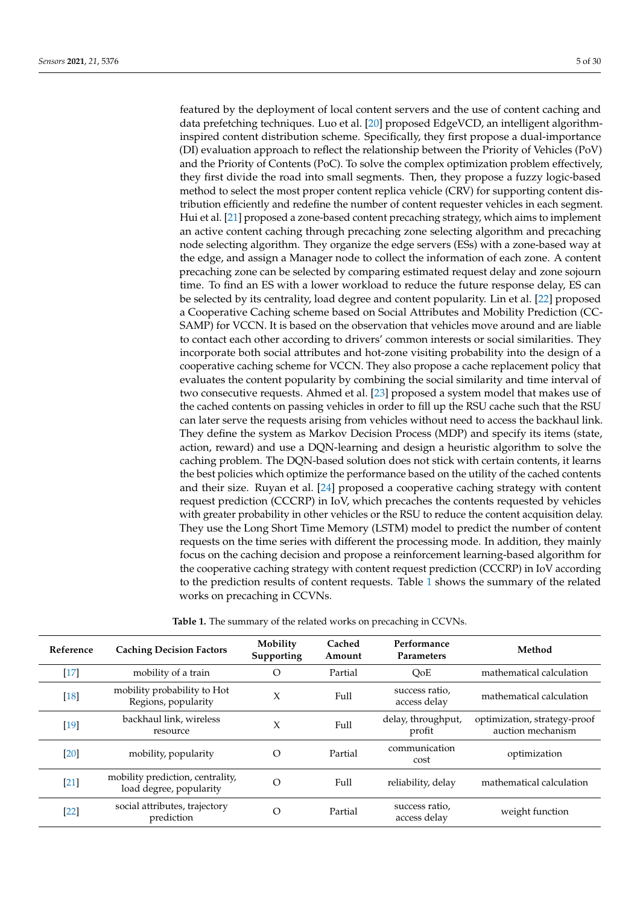featured by the deployment of local content servers and the use of content caching and data prefetching techniques. Luo et al. [20] proposed EdgeVCD, an intelligent algorithm-inspired content distribution scheme. Specifically, they first propose a dual-importance (DI) evaluation approach to reflect the relationship between the Priority of Vehicles (PoV) and the Priority of Contents (PoC). To solve the complex optimization problem effectively, they first divide the road into small segments. Then, they propose a fuzzy logic-based method to select the most proper content replica vehicle (CRV) for supporting content distribution efficiently and redefine the number of content requester vehicles in each segment. Hui et al. [21] proposed a zone-based content precaching strategy, which aims to implement an active content caching through precaching zone selecting algorithm and precaching node selecting algorithm. They organize the edge servers (ESs) with a zone-based way at the edge, and assign a Manager node to collect the information of each zone. A content precaching zone can be selected by comparing estimated request delay and zone sojourn time. To find an ES with a lower workload to reduce the future response delay, ES can be selected by its centrality, load degree and content popularity. Lin et al. [22] proposed a Cooperative Caching scheme based on Social Attributes and Mobility Prediction (CC-SAMP) for VCCN. It is based on the observation that vehicles move around and are liable to contact each other according to drivers' common interests or social similarities. They incorporate both social attributes and hot-zone visiting probability into the design of a cooperative caching scheme for VCCN. They also propose a cache replacement policy that evaluates the content popularity by combining the social similarity and time interval of two consecutive requests. Ahmed et al. [23] proposed a system model that makes use of the cached contents on passing vehicles in order to fill up the RSU cache such that the RSU can later serve the requests arising from vehicles without need to access the backhaul link. They define the system as Markov Decision Process (MDP) and specify its items (state, action, reward) and use a DQN-learning and design a heuristic algorithm to solve the caching problem. The DQN-based solution does not stick with certain contents, it learns the best policies which optimize the performance based on the utility of the cached contents and their size. Ruyan et al. [24] proposed a cooperative caching strategy with content request prediction (CCCRP) in IoV, which precaches the contents requested by vehicles with greater probability in other vehicles or the RSU to reduce the content acquisition delay. They use the Long Short Time Memory (LSTM) model to predict the number of content requests on the time series with different the processing mode. In addition, they mainly focus on the caching decision and propose a reinforcement learning-based algorithm for the cooperative caching strategy with content request prediction (CCCRP) in IoV according to the prediction results of content requests. Table 1 shows the summary of the related works on precaching in CCVNs.

**Table 1.** The summary of the related works on precaching in CCVNs.

| Reference | Caching Decision Factors | Mobility Supporting | Cached Amount | Performance Parameters | Method |
|---|---|---|---|---|---|
| [17] | mobility of a train | O | Partial | QoE | mathematical calculation |
| [18] | mobility probability to Hot Regions, popularity | X | Full | success ratio, access delay | mathematical calculation |
| [19] | backhaul link, wireless resource | X | Full | delay, throughput, profit | optimization, strategy-proof auction mechanism |
| [20] | mobility, popularity | O | Partial | communication cost | optimization |
| [21] | mobility prediction, centrality, load degree, popularity | O | Full | reliability, delay | mathematical calculation |
| [22] | social attributes, trajectory prediction | O | Partial | success ratio, access delay | weight function |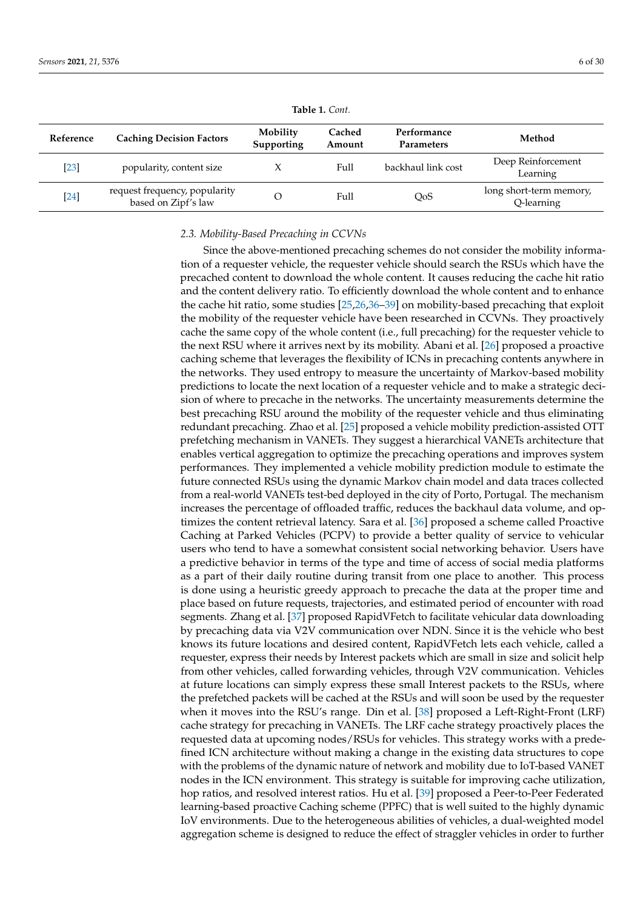**Table 1.** *Cont.*

| Reference | Caching Decision Factors | Mobility Supporting | Cached Amount | Performance Parameters | Method |
|---|---|---|---|---|---|
| [23] | popularity, content size | X | Full | backhaul link cost | Deep Reinforcement Learning |
| [24] | request frequency, popularity based on Zipf's law | O | Full | QoS | long short-term memory, Q-learning |

### 2.3. Mobility-Based Precaching in CCVNs

Since the above-mentioned precaching schemes do not consider the mobility information of a requester vehicle, the requester vehicle should search the RSUs which have the precached content to download the whole content. It causes reducing the cache hit ratio and the content delivery ratio. To efficiently download the whole content and to enhance the cache hit ratio, some studies [25,26,36–39] on mobility-based precaching that exploit the mobility of the requester vehicle have been researched in CCVNs. They proactively cache the same copy of the whole content (i.e., full precaching) for the requester vehicle to the next RSU where it arrives next by its mobility. Abani et al. [26] proposed a proactive caching scheme that leverages the flexibility of ICNs in precaching contents anywhere in the networks. They used entropy to measure the uncertainty of Markov-based mobility predictions to locate the next location of a requester vehicle and to make a strategic decision of where to precache in the networks. The uncertainty measurements determine the best precaching RSU around the mobility of the requester vehicle and thus eliminating redundant precaching. Zhao et al. [25] proposed a vehicle mobility prediction-assisted OTT prefetching mechanism in VANETs. They suggest a hierarchical VANETs architecture that enables vertical aggregation to optimize the precaching operations and improves system performances. They implemented a vehicle mobility prediction module to estimate the future connected RSUs using the dynamic Markov chain model and data traces collected from a real-world VANETs test-bed deployed in the city of Porto, Portugal. The mechanism increases the percentage of offloaded traffic, reduces the backhaul data volume, and optimizes the content retrieval latency. Sara et al. [36] proposed a scheme called Proactive Caching at Parked Vehicles (PCPV) to provide a better quality of service to vehicular users who tend to have a somewhat consistent social networking behavior. Users have a predictive behavior in terms of the type and time of access of social media platforms as a part of their daily routine during transit from one place to another. This process is done using a heuristic greedy approach to precache the data at the proper time and place based on future requests, trajectories, and estimated period of encounter with road segments. Zhang et al. [37] proposed RapidVFetch to facilitate vehicular data downloading by precaching data via V2V communication over NDN. Since it is the vehicle who best knows its future locations and desired content, RapidVFetch lets each vehicle, called a requester, express their needs by Interest packets which are small in size and solicit help from other vehicles, called forwarding vehicles, through V2V communication. Vehicles at future locations can simply express these small Interest packets to the RSUs, where the prefetched packets will be cached at the RSUs and will soon be used by the requester when it moves into the RSU's range. Din et al. [38] proposed a Left-Right-Front (LRF) cache strategy for precaching in VANETs. The LRF cache strategy proactively places the requested data at upcoming nodes/RSUs for vehicles. This strategy works with a predefined ICN architecture without making a change in the existing data structures to cope with the problems of the dynamic nature of network and mobility due to IoT-based VANET nodes in the ICN environment. This strategy is suitable for improving cache utilization, hop ratios, and resolved interest ratios. Hu et al. [39] proposed a Peer-to-Peer Federated learning-based proactive Caching scheme (PPFC) that is well suited to the highly dynamic IoV environments. Due to the heterogeneous abilities of vehicles, a dual-weighted model aggregation scheme is designed to reduce the effect of straggler vehicles in order to further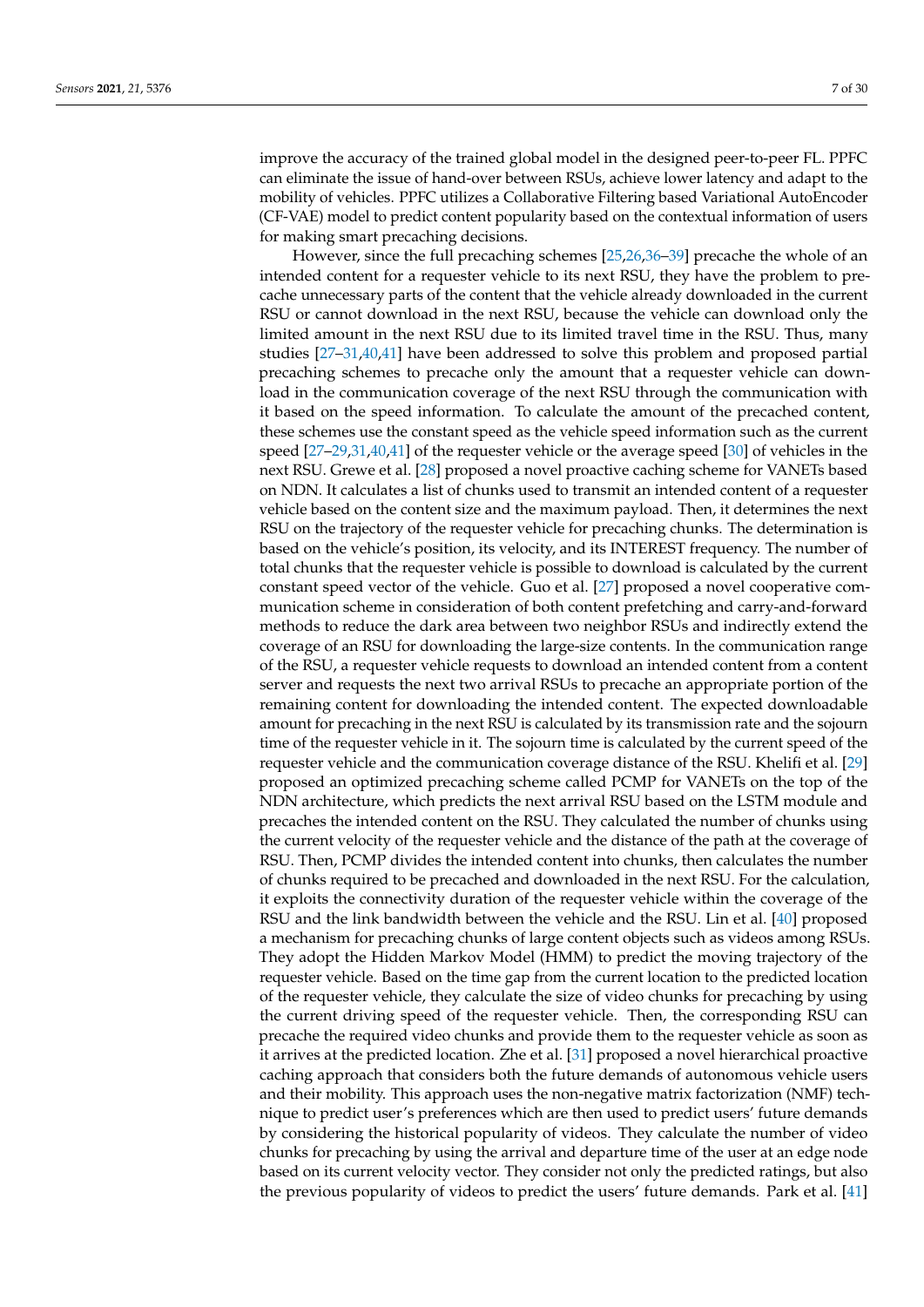improve the accuracy of the trained global model in the designed peer-to-peer FL. PPFC can eliminate the issue of hand-over between RSUs, achieve lower latency and adapt to the mobility of vehicles. PPFC utilizes a Collaborative Filtering based Variational AutoEncoder (CF-VAE) model to predict content popularity based on the contextual information of users for making smart precaching decisions.

However, since the full precaching schemes [25,26,36–39] precache the whole of an intended content for a requester vehicle to its next RSU, they have the problem to precache unnecessary parts of the content that the vehicle already downloaded in the current RSU or cannot download in the next RSU, because the vehicle can download only the limited amount in the next RSU due to its limited travel time in the RSU. Thus, many studies [27–31,40,41] have been addressed to solve this problem and proposed partial precaching schemes to precache only the amount that a requester vehicle can download in the communication coverage of the next RSU through the communication with it based on the speed information. To calculate the amount of the precached content, these schemes use the constant speed as the vehicle speed information such as the current speed [27–29,31,40,41] of the requester vehicle or the average speed [30] of vehicles in the next RSU. Grewe et al. [28] proposed a novel proactive caching scheme for VANETs based on NDN. It calculates a list of chunks used to transmit an intended content of a requester vehicle based on the content size and the maximum payload. Then, it determines the next RSU on the trajectory of the requester vehicle for precaching chunks. The determination is based on the vehicle's position, its velocity, and its INTEREST frequency. The number of total chunks that the requester vehicle is possible to download is calculated by the current constant speed vector of the vehicle. Guo et al. [27] proposed a novel cooperative communication scheme in consideration of both content prefetching and carry-and-forward methods to reduce the dark area between two neighbor RSUs and indirectly extend the coverage of an RSU for downloading the large-size contents. In the communication range of the RSU, a requester vehicle requests to download an intended content from a content server and requests the next two arrival RSUs to precache an appropriate portion of the remaining content for downloading the intended content. The expected downloadable amount for precaching in the next RSU is calculated by its transmission rate and the sojourn time of the requester vehicle in it. The sojourn time is calculated by the current speed of the requester vehicle and the communication coverage distance of the RSU. Khelifi et al. [29] proposed an optimized precaching scheme called PCMP for VANETs on the top of the NDN architecture, which predicts the next arrival RSU based on the LSTM module and precaches the intended content on the RSU. They calculated the number of chunks using the current velocity of the requester vehicle and the distance of the path at the coverage of RSU. Then, PCMP divides the intended content into chunks, then calculates the number of chunks required to be precached and downloaded in the next RSU. For the calculation, it exploits the connectivity duration of the requester vehicle within the coverage of the RSU and the link bandwidth between the vehicle and the RSU. Lin et al. [40] proposed a mechanism for precaching chunks of large content objects such as videos among RSUs. They adopt the Hidden Markov Model (HMM) to predict the moving trajectory of the requester vehicle. Based on the time gap from the current location to the predicted location of the requester vehicle, they calculate the size of video chunks for precaching by using the current driving speed of the requester vehicle. Then, the corresponding RSU can precache the required video chunks and provide them to the requester vehicle as soon as it arrives at the predicted location. Zhe et al. [31] proposed a novel hierarchical proactive caching approach that considers both the future demands of autonomous vehicle users and their mobility. This approach uses the non-negative matrix factorization (NMF) technique to predict user's preferences which are then used to predict users' future demands by considering the historical popularity of videos. They calculate the number of video chunks for precaching by using the arrival and departure time of the user at an edge node based on its current velocity vector. They consider not only the predicted ratings, but also the previous popularity of videos to predict the users' future demands. Park et al. [41]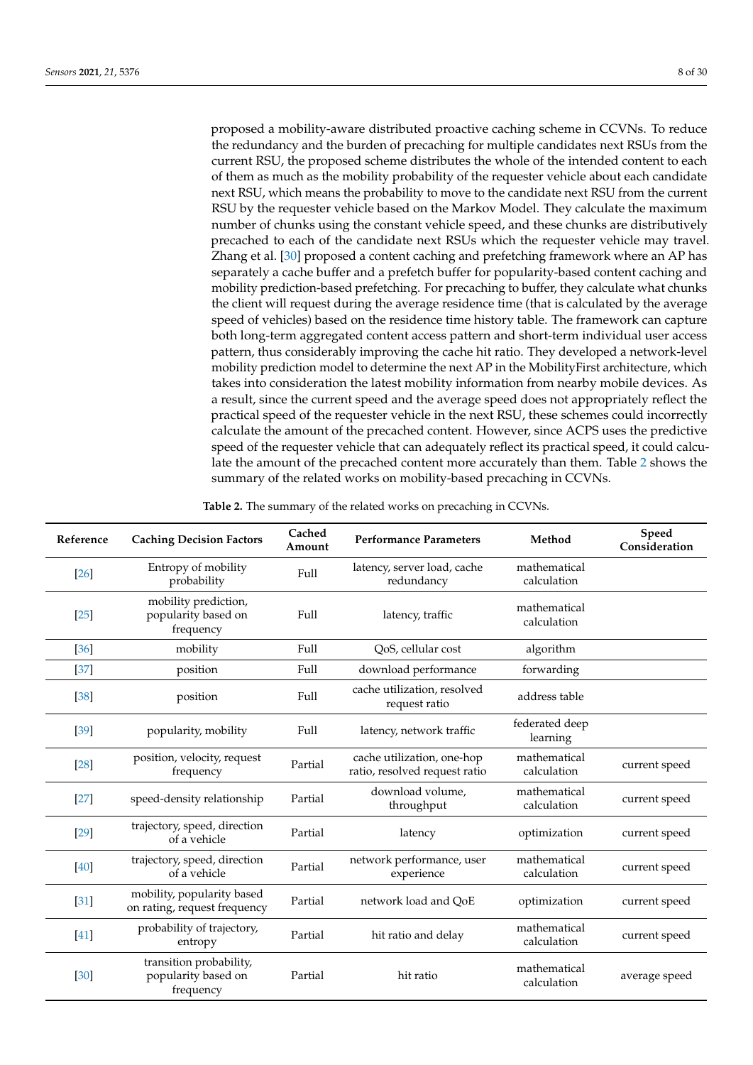proposed a mobility-aware distributed proactive caching scheme in CCVNs. To reduce the redundancy and the burden of precaching for multiple candidates next RSUs from the current RSU, the proposed scheme distributes the whole of the intended content to each of them as much as the mobility probability of the requester vehicle about each candidate next RSU, which means the probability to move to the candidate next RSU from the current RSU by the requester vehicle based on the Markov Model. They calculate the maximum number of chunks using the constant vehicle speed, and these chunks are distributively precached to each of the candidate next RSUs which the requester vehicle may travel. Zhang et al. [30] proposed a content caching and prefetching framework where an AP has separately a cache buffer and a prefetch buffer for popularity-based content caching and mobility prediction-based prefetching. For precaching to buffer, they calculate what chunks the client will request during the average residence time (that is calculated by the average speed of vehicles) based on the residence time history table. The framework can capture both long-term aggregated content access pattern and short-term individual user access pattern, thus considerably improving the cache hit ratio. They developed a network-level mobility prediction model to determine the next AP in the MobilityFirst architecture, which takes into consideration the latest mobility information from nearby mobile devices. As a result, since the current speed and the average speed does not appropriately reflect the practical speed of the requester vehicle in the next RSU, these schemes could incorrectly calculate the amount of the precached content. However, since ACPS uses the predictive speed of the requester vehicle that can adequately reflect its practical speed, it could calculate the amount of the precached content more accurately than them. Table 2 shows the summary of the related works on mobility-based precaching in CCVNs.

**Table 2.** The summary of the related works on precaching in CCVNs.

| Reference | Caching Decision Factors | Cached Amount | Performance Parameters | Method | Speed Consideration |
|---|---|---|---|---|---|
| [26] | Entropy of mobility probability | Full | latency, server load, cache redundancy | mathematical calculation | |
| [25] | mobility prediction, popularity based on frequency | Full | latency, traffic | mathematical calculation | |
| [36] | mobility | Full | QoS, cellular cost | algorithm | |
| [37] | position | Full | download performance | forwarding | |
| [38] | position | Full | cache utilization, resolved request ratio | address table | |
| [39] | popularity, mobility | Full | latency, network traffic | federated deep learning | |
| [28] | position, velocity, request frequency | Partial | cache utilization, one-hop ratio, resolved request ratio | mathematical calculation | current speed |
| [27] | speed-density relationship | Partial | download volume, throughput | mathematical calculation | current speed |
| [29] | trajectory, speed, direction of a vehicle | Partial | latency | optimization | current speed |
| [40] | trajectory, speed, direction of a vehicle | Partial | network performance, user experience | mathematical calculation | current speed |
| [31] | mobility, popularity based on rating, request frequency | Partial | network load and QoE | optimization | current speed |
| [41] | probability of trajectory, entropy | Partial | hit ratio and delay | mathematical calculation | current speed |
| [30] | transition probability, popularity based on frequency | Partial | hit ratio | mathematical calculation | average speed |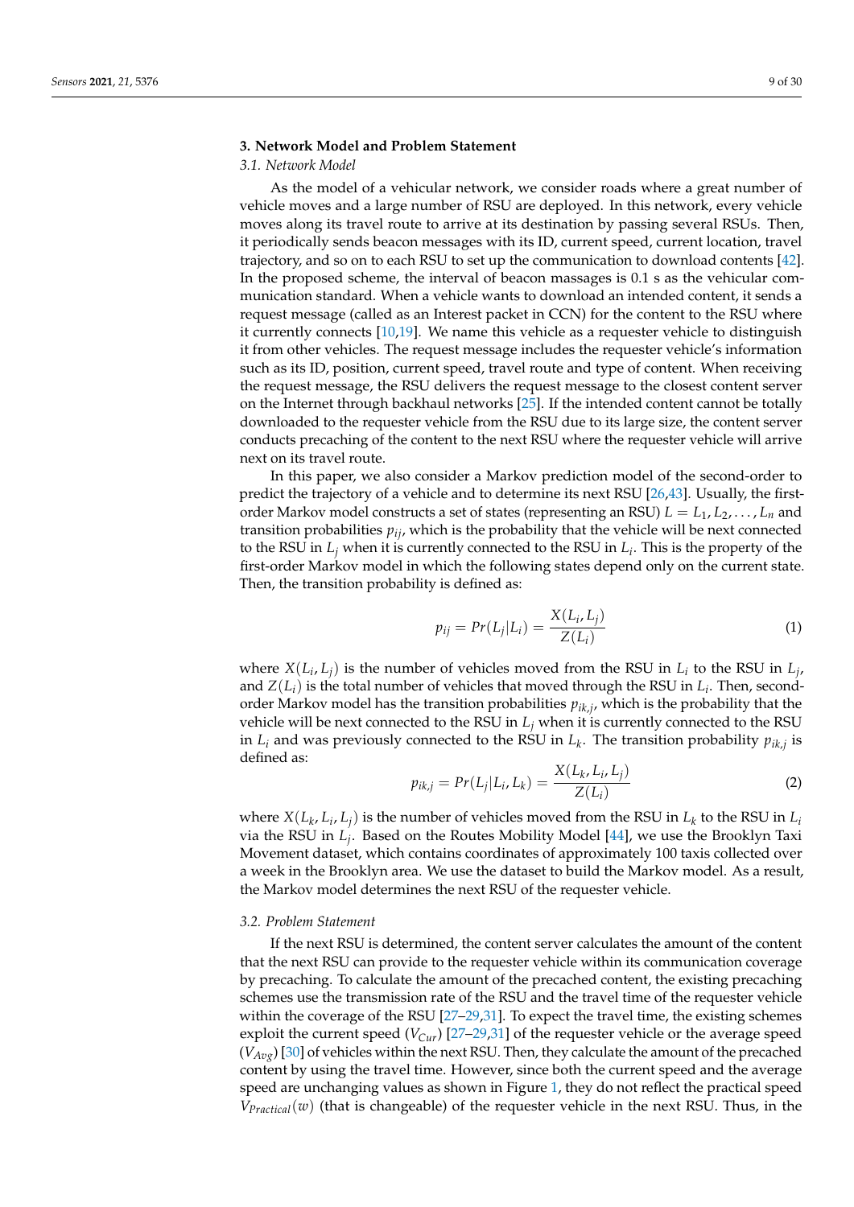## 3. Network Model and Problem Statement

### 3.1. Network Model

As the model of a vehicular network, we consider roads where a great number of vehicle moves and a large number of RSU are deployed. In this network, every vehicle moves along its travel route to arrive at its destination by passing several RSUs. Then, it periodically sends beacon messages with its ID, current speed, current location, travel trajectory, and so on to each RSU to set up the communication to download contents [42]. In the proposed scheme, the interval of beacon massages is 0.1 s as the vehicular communication standard. When a vehicle wants to download an intended content, it sends a request message (called as an Interest packet in CCN) for the content to the RSU where it currently connects [10,19]. We name this vehicle as a requester vehicle to distinguish it from other vehicles. The request message includes the requester vehicle's information such as its ID, position, current speed, travel route and type of content. When receiving the request message, the RSU delivers the request message to the closest content server on the Internet through backhaul networks [25]. If the intended content cannot be totally downloaded to the requester vehicle from the RSU due to its large size, the content server conducts precaching of the content to the next RSU where the requester vehicle will arrive next on its travel route.

In this paper, we also consider a Markov prediction model of the second-order to predict the trajectory of a vehicle and to determine its next RSU [26,43]. Usually, the first-order Markov model constructs a set of states (representing an RSU) $L = L_1, L_2, \ldots, L_n$ and transition probabilities $p_{ij}$, which is the probability that the vehicle will be next connected to the RSU in $L_j$ when it is currently connected to the RSU in $L_i$. This is the property of the first-order Markov model in which the following states depend only on the current state. Then, the transition probability is defined as:

$$p_{ij} = Pr(L_j | L_i) = \frac{X(L_i, L_j)}{Z(L_i)} \tag{1}$$

where $X(L_i, L_j)$ is the number of vehicles moved from the RSU in $L_i$ to the RSU in $L_j$, and $Z(L_i)$ is the total number of vehicles that moved through the RSU in $L_i$. Then, second-order Markov model has the transition probabilities $p_{ik,j}$, which is the probability that the vehicle will be next connected to the RSU in $L_j$ when it is currently connected to the RSU in $L_i$ and was previously connected to the RSU in $L_k$. The transition probability $p_{ik,j}$ is defined as:

$$p_{ik,j} = Pr(L_j | L_i, L_k) = \frac{X(L_k, L_i, L_j)}{Z(L_i)} \tag{2}$$

where $X(L_k, L_i, L_j)$ is the number of vehicles moved from the RSU in $L_k$ to the RSU in $L_i$ via the RSU in $L_j$. Based on the Routes Mobility Model [44], we use the Brooklyn Taxi Movement dataset, which contains coordinates of approximately 100 taxis collected over a week in the Brooklyn area. We use the dataset to build the Markov model. As a result, the Markov model determines the next RSU of the requester vehicle.

### 3.2. Problem Statement

If the next RSU is determined, the content server calculates the amount of the content that the next RSU can provide to the requester vehicle within its communication coverage by precaching. To calculate the amount of the precached content, the existing precaching schemes use the transmission rate of the RSU and the travel time of the requester vehicle within the coverage of the RSU [27–29,31]. To expect the travel time, the existing schemes exploit the current speed ($V_{Cur}$) [27–29,31] of the requester vehicle or the average speed ($V_{Avg}$) [30] of vehicles within the next RSU. Then, they calculate the amount of the precached content by using the travel time. However, since both the current speed and the average speed are unchanging values as shown in Figure 1, they do not reflect the practical speed $V_{Practical}(w)$ (that is changeable) of the requester vehicle in the next RSU. Thus, in the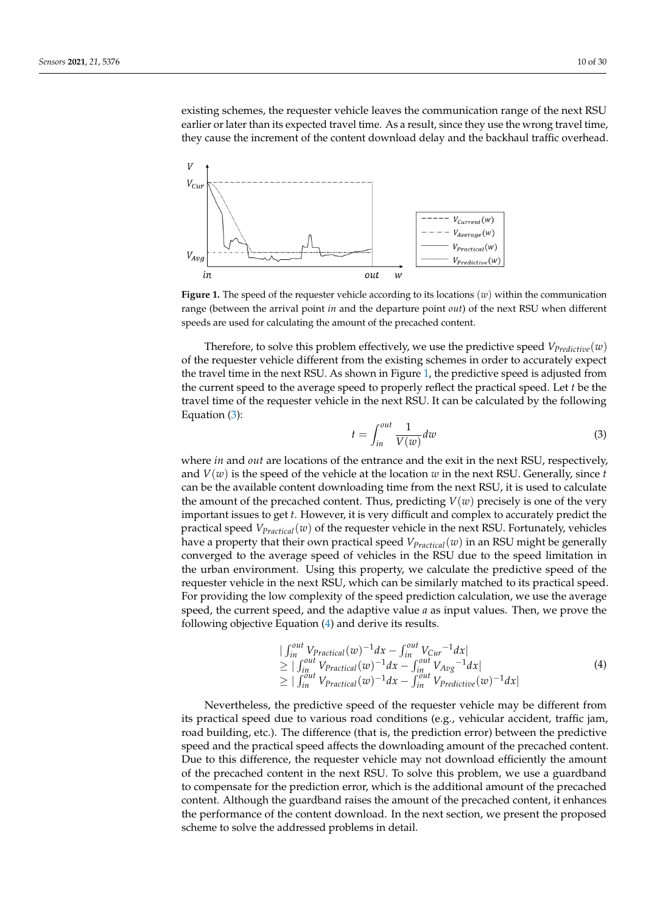existing schemes, the requester vehicle leaves the communication range of the next RSU earlier or later than its expected travel time. As a result, since they use the wrong travel time, they cause the increment of the content download delay and the backhaul traffic overhead.

**Figure 1.** The speed of the requester vehicle according to its locations $(w)$ within the communication range (between the arrival point *in* and the departure point *out*) of the next RSU when different speeds are used for calculating the amount of the precached content.

Therefore, to solve this problem effectively, we use the predictive speed $V_{Predictive}(w)$ of the requester vehicle different from the existing schemes in order to accurately expect the travel time in the next RSU. As shown in Figure 1, the predictive speed is adjusted from the current speed to the average speed to properly reflect the practical speed. Let $t$ be the travel time of the requester vehicle in the next RSU. It can be calculated by the following Equation (3):

$$t = \int_{in}^{out} \frac{1}{V(w)} dw \tag{3}$$

where *in* and *out* are locations of the entrance and the exit in the next RSU, respectively, and $V(w)$ is the speed of the vehicle at the location $w$ in the next RSU. Generally, since $t$ can be the available content downloading time from the next RSU, it is used to calculate the amount of the precached content. Thus, predicting $V(w)$ precisely is one of the very important issues to get $t$. However, it is very difficult and complex to accurately predict the practical speed $V_{Practical}(w)$ of the requester vehicle in the next RSU. Fortunately, vehicles have a property that their own practical speed $V_{Practical}(w)$ in an RSU might be generally converged to the average speed of vehicles in the RSU due to the speed limitation in the urban environment. Using this property, we calculate the predictive speed of the requester vehicle in the next RSU, which can be similarly matched to its practical speed. For providing the low complexity of the speed prediction calculation, we use the average speed, the current speed, and the adaptive value $a$ as input values. Then, we prove the following objective Equation (4) and derive its results.

$$\begin{aligned}
&\left| \int_{in}^{out} V_{Practical}(w)^{-1} dx - \int_{in}^{out} {V_{Cur}}^{-1} dx \right| \\
&\geq \left| \int_{in}^{out} V_{Practical}(w)^{-1} dx - \int_{in}^{out} {V_{Avg}}^{-1} dx \right| \\
&\geq \left| \int_{in}^{out} V_{Practical}(w)^{-1} dx - \int_{in}^{out} V_{Predictive}(w)^{-1} dx \right|
\end{aligned} \tag{4}$$

Nevertheless, the predictive speed of the requester vehicle may be different from its practical speed due to various road conditions (e.g., vehicular accident, traffic jam, road building, etc.). The difference (that is, the prediction error) between the predictive speed and the practical speed affects the downloading amount of the precached content. Due to this difference, the requester vehicle may not download efficiently the amount of the precached content in the next RSU. To solve this problem, we use a guardband to compensate for the prediction error, which is the additional amount of the precached content. Although the guardband raises the amount of the precached content, it enhances the performance of the content download. In the next section, we present the proposed scheme to solve the addressed problems in detail.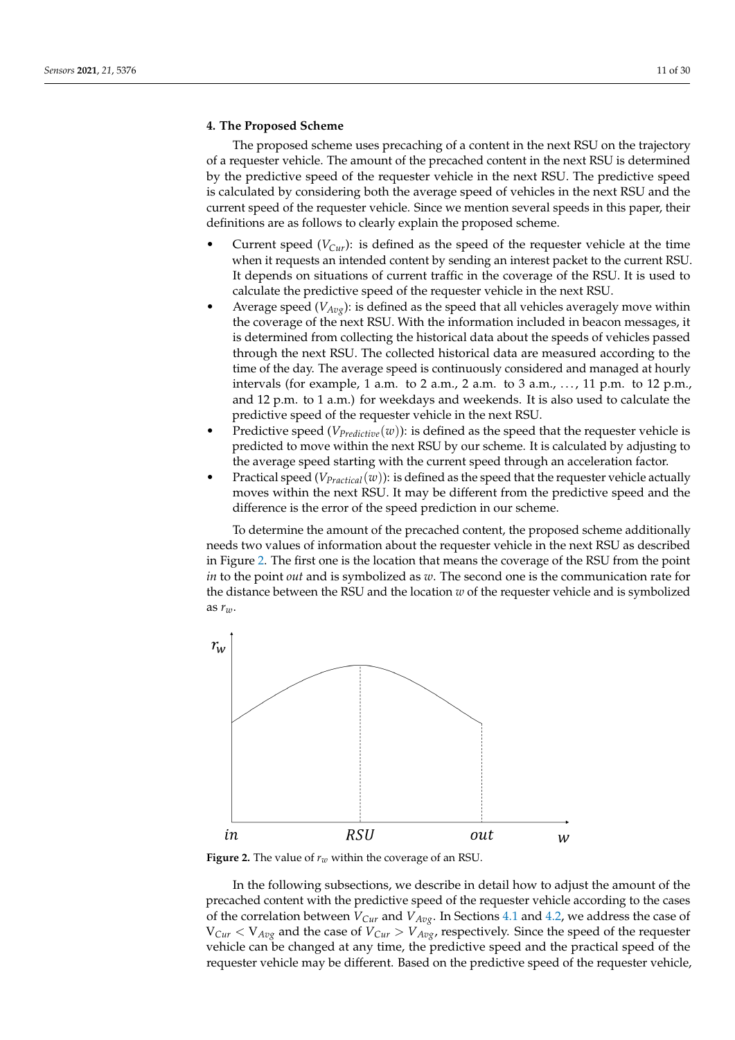## 4. The Proposed Scheme

The proposed scheme uses precaching of a content in the next RSU on the trajectory of a requester vehicle. The amount of the precached content in the next RSU is determined by the predictive speed of the requester vehicle in the next RSU. The predictive speed is calculated by considering both the average speed of vehicles in the next RSU and the current speed of the requester vehicle. Since we mention several speeds in this paper, their definitions are as follows to clearly explain the proposed scheme.

- Current speed ($V_{Cur}$): is defined as the speed of the requester vehicle at the time when it requests an intended content by sending an interest packet to the current RSU. It depends on situations of current traffic in the coverage of the RSU. It is used to calculate the predictive speed of the requester vehicle in the next RSU.
- Average speed ($V_{Avg}$): is defined as the speed that all vehicles averagely move within the coverage of the next RSU. With the information included in beacon messages, it is determined from collecting the historical data about the speeds of vehicles passed through the next RSU. The collected historical data are measured according to the time of the day. The average speed is continuously considered and managed at hourly intervals (for example, 1 a.m. to 2 a.m., 2 a.m. to 3 a.m., …, 11 p.m. to 12 p.m., and 12 p.m. to 1 a.m.) for weekdays and weekends. It is also used to calculate the predictive speed of the requester vehicle in the next RSU.
- Predictive speed ($V_{Predictive}(w)$): is defined as the speed that the requester vehicle is predicted to move within the next RSU by our scheme. It is calculated by adjusting to the average speed starting with the current speed through an acceleration factor.
- Practical speed ($V_{Practical}(w)$): is defined as the speed that the requester vehicle actually moves within the next RSU. It may be different from the predictive speed and the difference is the error of the speed prediction in our scheme.

To determine the amount of the precached content, the proposed scheme additionally needs two values of information about the requester vehicle in the next RSU as described in Figure 2. The first one is the location that means the coverage of the RSU from the point *in* to the point *out* and is symbolized as $w$. The second one is the communication rate for the distance between the RSU and the location $w$ of the requester vehicle and is symbolized as $r_w$.

**Figure 2.** The value of $r_w$ within the coverage of an RSU.

In the following subsections, we describe in detail how to adjust the amount of the precached content with the predictive speed of the requester vehicle according to the cases of the correlation between $V_{Cur}$ and $V_{Avg}$. In Sections 4.1 and 4.2, we address the case of $V_{Cur} < V_{Avg}$ and the case of $V_{Cur} > V_{Avg}$, respectively. Since the speed of the requester vehicle can be changed at any time, the predictive speed and the practical speed of the requester vehicle may be different. Based on the predictive speed of the requester vehicle,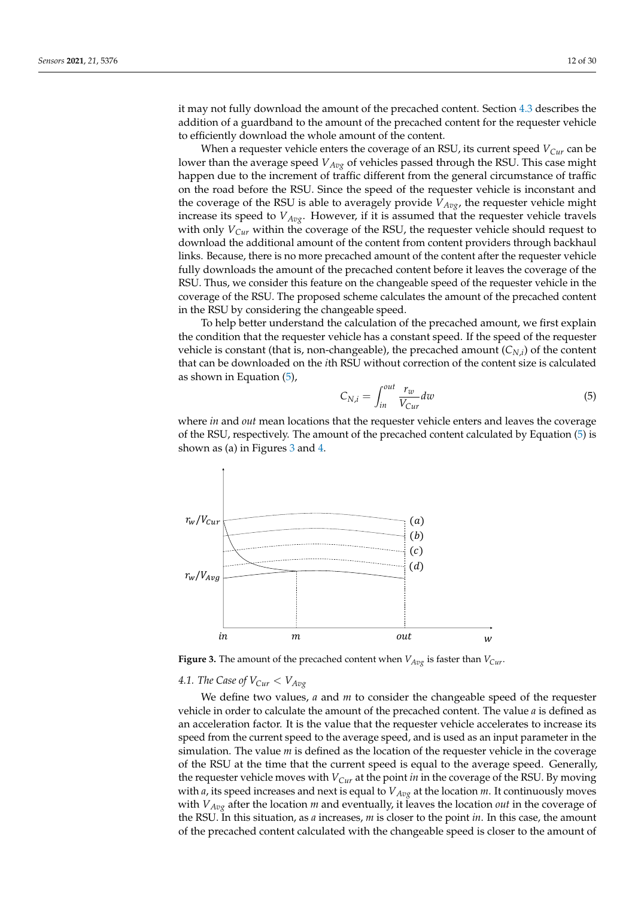it may not fully download the amount of the precached content. Section 4.3 describes the addition of a guardband to the amount of the precached content for the requester vehicle to efficiently download the whole amount of the content.

When a requester vehicle enters the coverage of an RSU, its current speed $V_{Cur}$ can be lower than the average speed $V_{Avg}$ of vehicles passed through the RSU. This case might happen due to the increment of traffic different from the general circumstance of traffic on the road before the RSU. Since the speed of the requester vehicle is inconstant and the coverage of the RSU is able to averagely provide $V_{Avg}$, the requester vehicle might increase its speed to $V_{Avg}$. However, if it is assumed that the requester vehicle travels with only $V_{Cur}$ within the coverage of the RSU, the requester vehicle should request to download the additional amount of the content from content providers through backhaul links. Because, there is no more precached amount of the content after the requester vehicle fully downloads the amount of the precached content before it leaves the coverage of the RSU. Thus, we consider this feature on the changeable speed of the requester vehicle in the coverage of the RSU. The proposed scheme calculates the amount of the precached content in the RSU by considering the changeable speed.

To help better understand the calculation of the precached amount, we first explain the condition that the requester vehicle has a constant speed. If the speed of the requester vehicle is constant (that is, non-changeable), the precached amount ($C_{N,i}$) of the content that can be downloaded on the $i$th RSU without correction of the content size is calculated as shown in Equation (5),

$$C_{N,i} = \int_{in}^{out} \frac{r_w}{V_{Cur}} dw \tag{5}$$

where *in* and *out* mean locations that the requester vehicle enters and leaves the coverage of the RSU, respectively. The amount of the precached content calculated by Equation (5) is shown as (a) in Figures 3 and 4.

**Figure 3.** The amount of the precached content when $V_{Avg}$ is faster than $V_{Cur}$.

### 4.1. The Case of $V_{Cur} < V_{Avg}$

We define two values, $a$ and $m$ to consider the changeable speed of the requester vehicle in order to calculate the amount of the precached content. The value $a$ is defined as an acceleration factor. It is the value that the requester vehicle accelerates to increase its speed from the current speed to the average speed, and is used as an input parameter in the simulation. The value $m$ is defined as the location of the requester vehicle in the coverage of the RSU at the time that the current speed is equal to the average speed. Generally, the requester vehicle moves with $V_{Cur}$ at the point *in* in the coverage of the RSU. By moving with $a$, its speed increases and next is equal to $V_{Avg}$ at the location $m$. It continuously moves with $V_{Avg}$ after the location $m$ and eventually, it leaves the location *out* in the coverage of the RSU. In this situation, as $a$ increases, $m$ is closer to the point *in*. In this case, the amount of the precached content calculated with the changeable speed is closer to the amount of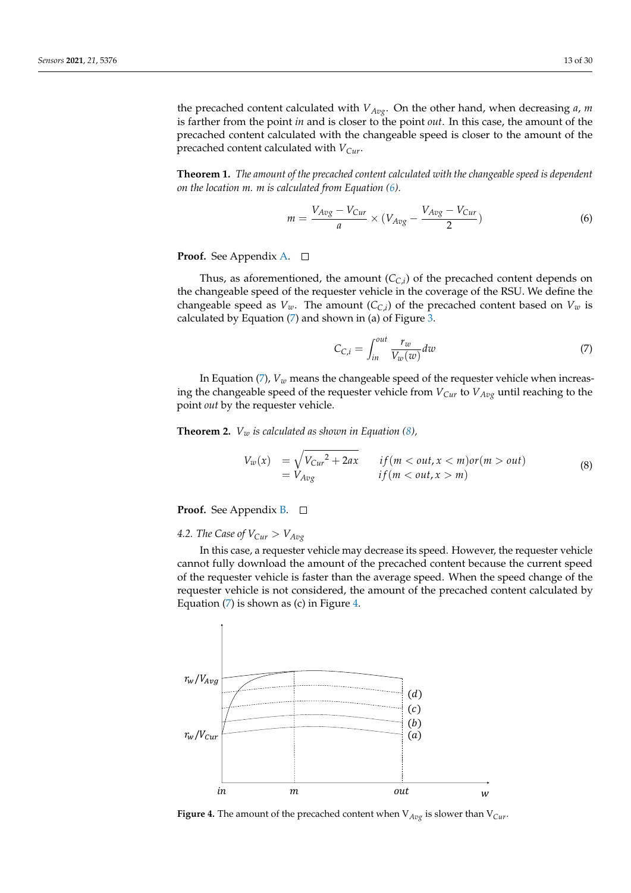the precached content calculated with $V_{Avg}$. On the other hand, when decreasing $a$, $m$ is farther from the point *in* and is closer to the point *out*. In this case, the amount of the precached content calculated with the changeable speed is closer to the amount of the precached content calculated with $V_{Cur}$.

**Theorem 1.** *The amount of the precached content calculated with the changeable speed is dependent on the location m. m is calculated from Equation (6).*

$$m = \frac{V_{Avg} - V_{Cur}}{a} \times (V_{Avg} - \frac{V_{Avg} - V_{Cur}}{2}) \tag{6}$$

**Proof.** See Appendix A. □

Thus, as aforementioned, the amount ($C_{C,i}$) of the precached content depends on the changeable speed of the requester vehicle in the coverage of the RSU. We define the changeable speed as $V_w$. The amount ($C_{C,i}$) of the precached content based on $V_w$ is calculated by Equation (7) and shown in (a) of Figure 3.

$$C_{C,i} = \int_{in}^{out} \frac{r_w}{V_w(w)} dw \tag{7}$$

In Equation (7), $V_w$ means the changeable speed of the requester vehicle when increasing the changeable speed of the requester vehicle from $V_{Cur}$ to $V_{Avg}$ until reaching to the point *out* by the requester vehicle.

**Theorem 2.** *$V_w$ is calculated as shown in Equation (8),*

$$\begin{aligned} V_w(x) &= \sqrt{V_{Cur}^2 + 2ax} \qquad if(m < out, x < m) or (m > out) \\ &= V_{Avg} \qquad\qquad\quad\; if(m < out, x > m) \end{aligned} \tag{8}$$

**Proof.** See Appendix B. □

### 4.2. The Case of $V_{Cur} > V_{Avg}$

In this case, a requester vehicle may decrease its speed. However, the requester vehicle cannot fully download the amount of the precached content because the current speed of the requester vehicle is faster than the average speed. When the speed change of the requester vehicle is not considered, the amount of the precached content calculated by Equation (7) is shown as (c) in Figure 4.

**Figure 4.** The amount of the precached content when $V_{Avg}$ is slower than $V_{Cur}$.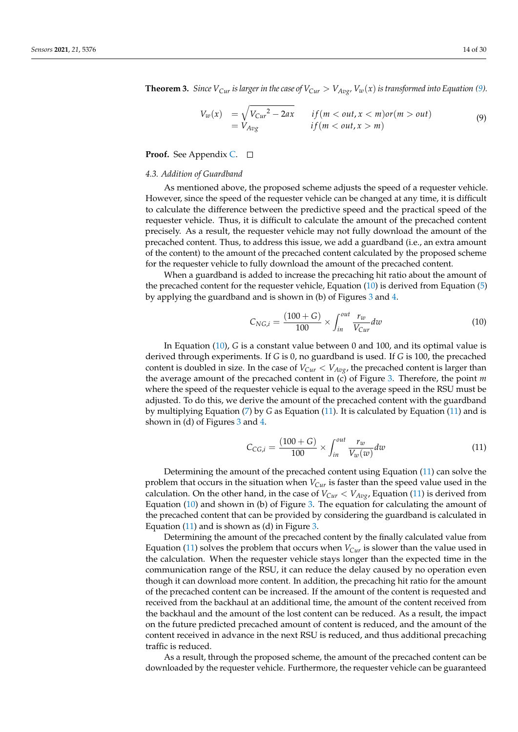**Theorem 3.** *Since $V_{Cur}$ is larger in the case of $V_{Cur} > V_{Avg}$, $V_w(x)$ is transformed into Equation (9).*

$$
\begin{aligned}
V_w(x) &= \sqrt{{V_{Cur}}^2 - 2ax} \qquad if(m < out, x < m) or (m > out) \\
&= V_{Avg} \qquad\qquad\quad\;\; if(m < out, x > m)
\end{aligned}
\tag{9}
$$

**Proof.** See Appendix C. □

### 4.3. Addition of Guardband

As mentioned above, the proposed scheme adjusts the speed of a requester vehicle. However, since the speed of the requester vehicle can be changed at any time, it is difficult to calculate the difference between the predictive speed and the practical speed of the requester vehicle. Thus, it is difficult to calculate the amount of the precached content precisely. As a result, the requester vehicle may not fully download the amount of the precached content. Thus, to address this issue, we add a guardband (i.e., an extra amount of the content) to the amount of the precached content calculated by the proposed scheme for the requester vehicle to fully download the amount of the precached content.

When a guardband is added to increase the precaching hit ratio about the amount of the precached content for the requester vehicle, Equation (10) is derived from Equation (5) by applying the guardband and is shown in (b) of Figures 3 and 4.

$$
C_{NG,i} = \frac{(100+G)}{100} \times \int_{in}^{out} \frac{r_w}{V_{Cur}} dw \tag{10}
$$

In Equation (10), $G$ is a constant value between 0 and 100, and its optimal value is derived through experiments. If $G$ is 0, no guardband is used. If $G$ is 100, the precached content is doubled in size. In the case of $V_{Cur} < V_{Avg}$, the precached content is larger than the average amount of the precached content in (c) of Figure 3. Therefore, the point $m$ where the speed of the requester vehicle is equal to the average speed in the RSU must be adjusted. To do this, we derive the amount of the precached content with the guardband by multiplying Equation (7) by $G$ as Equation (11). It is calculated by Equation (11) and is shown in (d) of Figures 3 and 4.

$$
C_{CG,i} = \frac{(100+G)}{100} \times \int_{in}^{out} \frac{r_w}{V_w(w)} dw \tag{11}
$$

Determining the amount of the precached content using Equation (11) can solve the problem that occurs in the situation when $V_{Cur}$ is faster than the speed value used in the calculation. On the other hand, in the case of $V_{Cur} < V_{Avg}$, Equation (11) is derived from Equation (10) and shown in (b) of Figure 3. The equation for calculating the amount of the precached content that can be provided by considering the guardband is calculated in Equation (11) and is shown as (d) in Figure 3.

Determining the amount of the precached content by the finally calculated value from Equation (11) solves the problem that occurs when $V_{Cur}$ is slower than the value used in the calculation. When the requester vehicle stays longer than the expected time in the communication range of the RSU, it can reduce the delay caused by no operation even though it can download more content. In addition, the precaching hit ratio for the amount of the precached content can be increased. If the amount of the content is requested and received from the backhaul at an additional time, the amount of the content received from the backhaul and the amount of the lost content can be reduced. As a result, the impact on the future predicted precached amount of content is reduced, and the amount of the content received in advance in the next RSU is reduced, and thus additional precaching traffic is reduced.

As a result, through the proposed scheme, the amount of the precached content can be downloaded by the requester vehicle. Furthermore, the requester vehicle can be guaranteed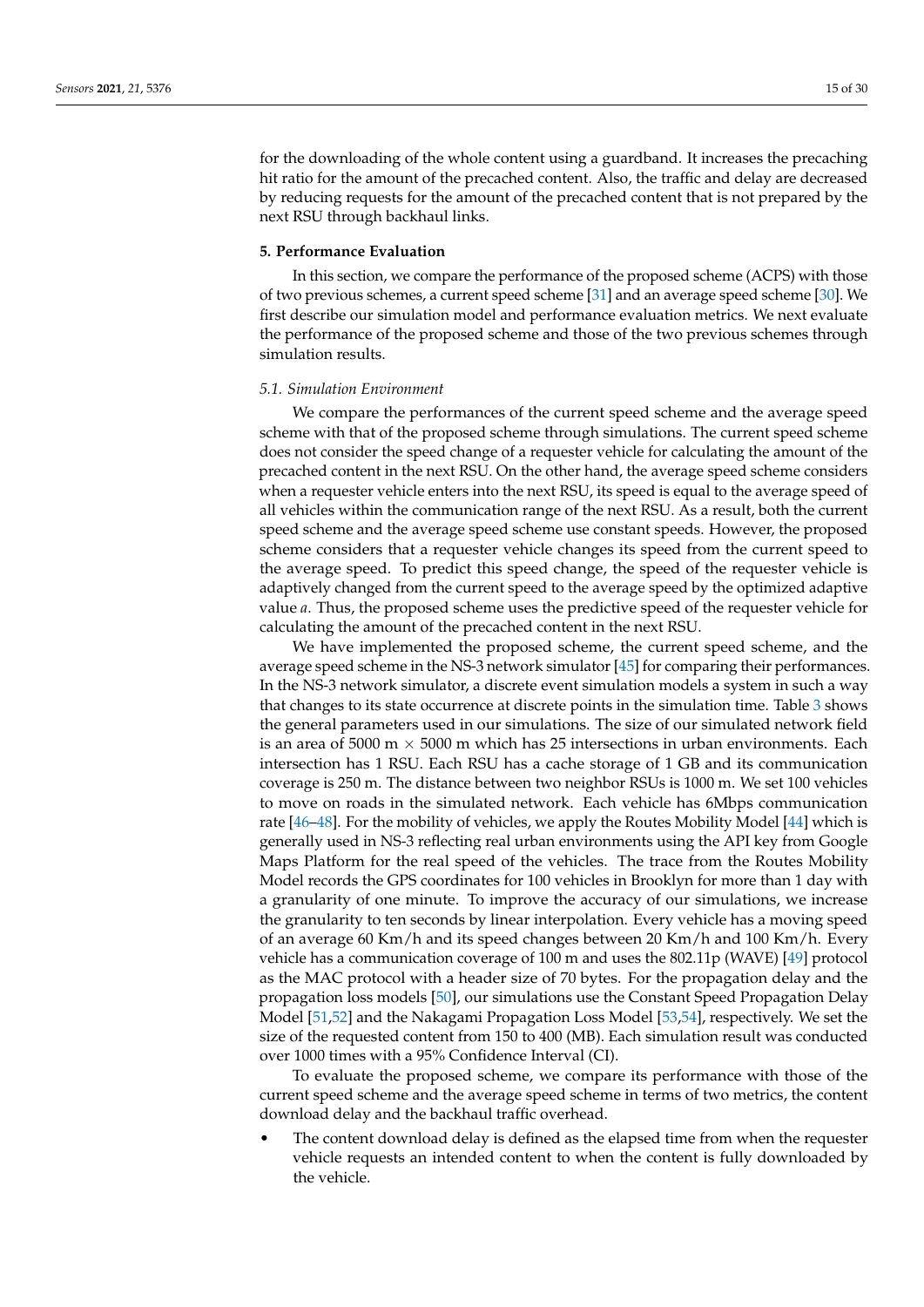for the downloading of the whole content using a guardband. It increases the precaching hit ratio for the amount of the precached content. Also, the traffic and delay are decreased by reducing requests for the amount of the precached content that is not prepared by the next RSU through backhaul links.

## 5. Performance Evaluation

In this section, we compare the performance of the proposed scheme (ACPS) with those of two previous schemes, a current speed scheme [31] and an average speed scheme [30]. We first describe our simulation model and performance evaluation metrics. We next evaluate the performance of the proposed scheme and those of the two previous schemes through simulation results.

### *5.1. Simulation Environment*

We compare the performances of the current speed scheme and the average speed scheme with that of the proposed scheme through simulations. The current speed scheme does not consider the speed change of a requester vehicle for calculating the amount of the precached content in the next RSU. On the other hand, the average speed scheme considers when a requester vehicle enters into the next RSU, its speed is equal to the average speed of all vehicles within the communication range of the next RSU. As a result, both the current speed scheme and the average speed scheme use constant speeds. However, the proposed scheme considers that a requester vehicle changes its speed from the current speed to the average speed. To predict this speed change, the speed of the requester vehicle is adaptively changed from the current speed to the average speed by the optimized adaptive value $a$. Thus, the proposed scheme uses the predictive speed of the requester vehicle for calculating the amount of the precached content in the next RSU.

We have implemented the proposed scheme, the current speed scheme, and the average speed scheme in the NS-3 network simulator [45] for comparing their performances. In the NS-3 network simulator, a discrete event simulation models a system in such a way that changes to its state occurrence at discrete points in the simulation time. Table 3 shows the general parameters used in our simulations. The size of our simulated network field is an area of 5000 m $\times$ 5000 m which has 25 intersections in urban environments. Each intersection has 1 RSU. Each RSU has a cache storage of 1 GB and its communication coverage is 250 m. The distance between two neighbor RSUs is 1000 m. We set 100 vehicles to move on roads in the simulated network. Each vehicle has 6Mbps communication rate [46–48]. For the mobility of vehicles, we apply the Routes Mobility Model [44] which is generally used in NS-3 reflecting real urban environments using the API key from Google Maps Platform for the real speed of the vehicles. The trace from the Routes Mobility Model records the GPS coordinates for 100 vehicles in Brooklyn for more than 1 day with a granularity of one minute. To improve the accuracy of our simulations, we increase the granularity to ten seconds by linear interpolation. Every vehicle has a moving speed of an average 60 Km/h and its speed changes between 20 Km/h and 100 Km/h. Every vehicle has a communication coverage of 100 m and uses the 802.11p (WAVE) [49] protocol as the MAC protocol with a header size of 70 bytes. For the propagation delay and the propagation loss models [50], our simulations use the Constant Speed Propagation Delay Model [51,52] and the Nakagami Propagation Loss Model [53,54], respectively. We set the size of the requested content from 150 to 400 (MB). Each simulation result was conducted over 1000 times with a 95% Confidence Interval (CI).

To evaluate the proposed scheme, we compare its performance with those of the current speed scheme and the average speed scheme in terms of two metrics, the content download delay and the backhaul traffic overhead.

- The content download delay is defined as the elapsed time from when the requester vehicle requests an intended content to when the content is fully downloaded by the vehicle.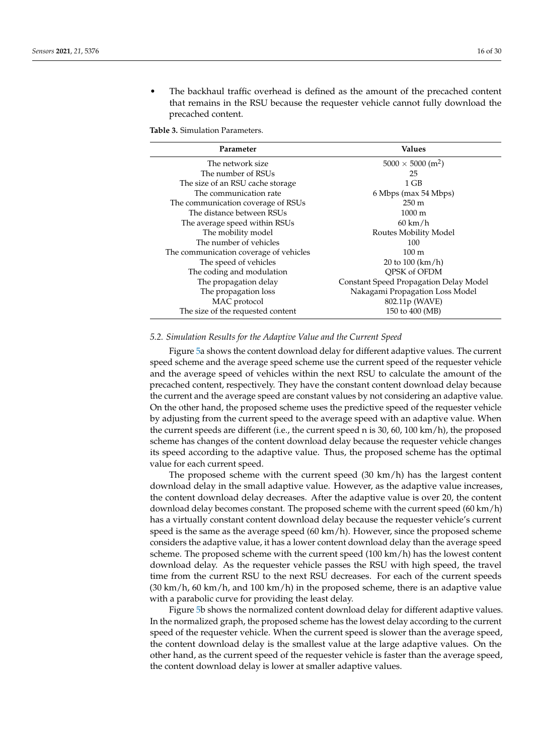- The backhaul traffic overhead is defined as the amount of the precached content that remains in the RSU because the requester vehicle cannot fully download the precached content.

**Table 3.** Simulation Parameters.

| Parameter | Values |
|---|---|
| The network size | $5000 \times 5000$ ($m^2$) |
| The number of RSUs | 25 |
| The size of an RSU cache storage | 1 GB |
| The communication rate | 6 Mbps (max 54 Mbps) |
| The communication coverage of RSUs | 250 m |
| The distance between RSUs | 1000 m |
| The average speed within RSUs | 60 km/h |
| The mobility model | Routes Mobility Model |
| The number of vehicles | 100 |
| The communication coverage of vehicles | 100 m |
| The speed of vehicles | 20 to 100 (km/h) |
| The coding and modulation | QPSK of OFDM |
| The propagation delay | Constant Speed Propagation Delay Model |
| The propagation loss | Nakagami Propagation Loss Model |
| MAC protocol | 802.11p (WAVE) |
| The size of the requested content | 150 to 400 (MB) |

### *5.2. Simulation Results for the Adaptive Value and the Current Speed*

Figure 5a shows the content download delay for different adaptive values. The current speed scheme and the average speed scheme use the current speed of the requester vehicle and the average speed of vehicles within the next RSU to calculate the amount of the precached content, respectively. They have the constant content download delay because the current and the average speed are constant values by not considering an adaptive value. On the other hand, the proposed scheme uses the predictive speed of the requester vehicle by adjusting from the current speed to the average speed with an adaptive value. When the current speeds are different (i.e., the current speed n is 30, 60, 100 km/h), the proposed scheme has changes of the content download delay because the requester vehicle changes its speed according to the adaptive value. Thus, the proposed scheme has the optimal value for each current speed.

The proposed scheme with the current speed (30 km/h) has the largest content download delay in the small adaptive value. However, as the adaptive value increases, the content download delay decreases. After the adaptive value is over 20, the content download delay becomes constant. The proposed scheme with the current speed (60 km/h) has a virtually constant content download delay because the requester vehicle's current speed is the same as the average speed (60 km/h). However, since the proposed scheme considers the adaptive value, it has a lower content download delay than the average speed scheme. The proposed scheme with the current speed (100 km/h) has the lowest content download delay. As the requester vehicle passes the RSU with high speed, the travel time from the current RSU to the next RSU decreases. For each of the current speeds (30 km/h, 60 km/h, and 100 km/h) in the proposed scheme, there is an adaptive value with a parabolic curve for providing the least delay.

Figure 5b shows the normalized content download delay for different adaptive values. In the normalized graph, the proposed scheme has the lowest delay according to the current speed of the requester vehicle. When the current speed is slower than the average speed, the content download delay is the smallest value at the large adaptive values. On the other hand, as the current speed of the requester vehicle is faster than the average speed, the content download delay is lower at smaller adaptive values.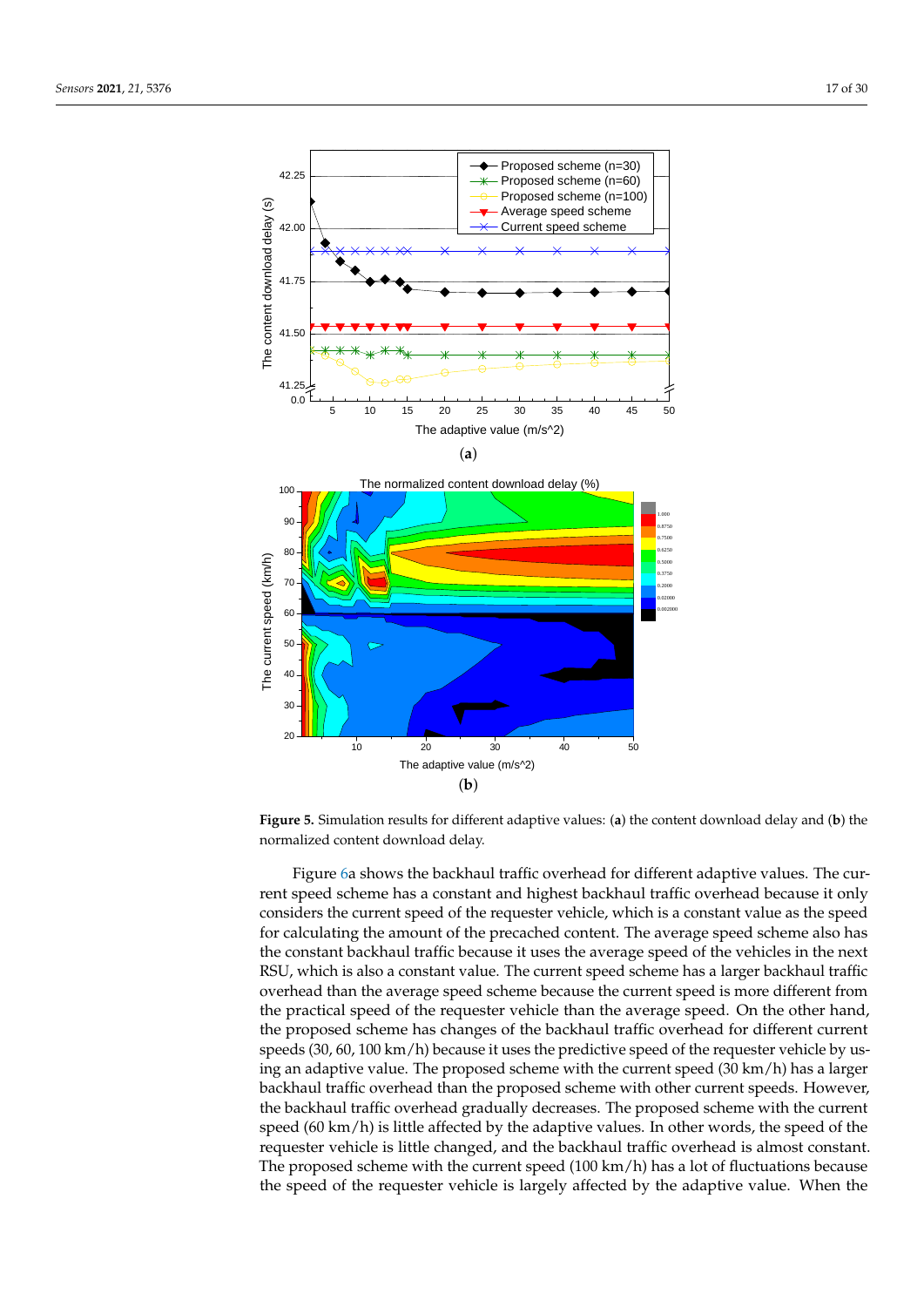**Figure 5.** Simulation results for different adaptive values: (**a**) the content download delay and (**b**) the normalized content download delay.

Figure 6a shows the backhaul traffic overhead for different adaptive values. The current speed scheme has a constant and highest backhaul traffic overhead because it only considers the current speed of the requester vehicle, which is a constant value as the speed for calculating the amount of the precached content. The average speed scheme also has the constant backhaul traffic because it uses the average speed of the vehicles in the next RSU, which is also a constant value. The current speed scheme has a larger backhaul traffic overhead than the average speed scheme because the current speed is more different from the practical speed of the requester vehicle than the average speed. On the other hand, the proposed scheme has changes of the backhaul traffic overhead for different current speeds (30, 60, 100 km/h) because it uses the predictive speed of the requester vehicle by using an adaptive value. The proposed scheme with the current speed (30 km/h) has a larger backhaul traffic overhead than the proposed scheme with other current speeds. However, the backhaul traffic overhead gradually decreases. The proposed scheme with the current speed (60 km/h) is little affected by the adaptive values. In other words, the speed of the requester vehicle is little changed, and the backhaul traffic overhead is almost constant. The proposed scheme with the current speed (100 km/h) has a lot of fluctuations because the speed of the requester vehicle is largely affected by the adaptive value. When the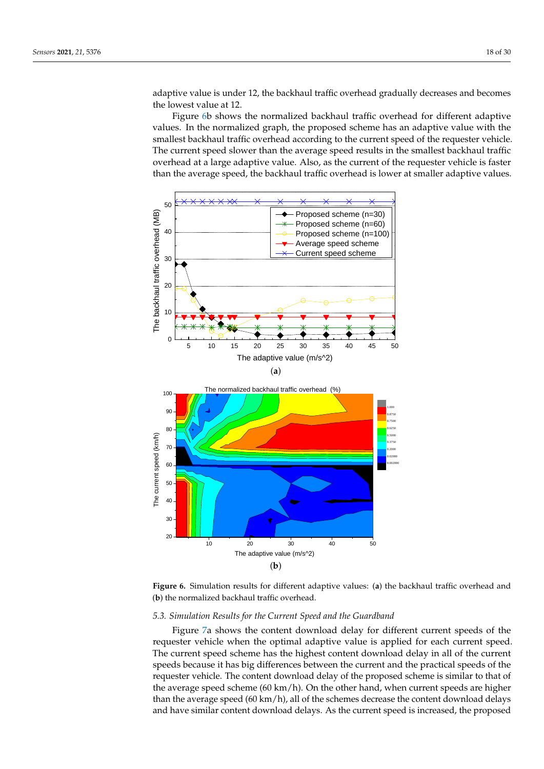adaptive value is under 12, the backhaul traffic overhead gradually decreases and becomes the lowest value at 12.

Figure 6b shows the normalized backhaul traffic overhead for different adaptive values. In the normalized graph, the proposed scheme has an adaptive value with the smallest backhaul traffic overhead according to the current speed of the requester vehicle. The current speed slower than the average speed results in the smallest backhaul traffic overhead at a large adaptive value. Also, as the current of the requester vehicle is faster than the average speed, the backhaul traffic overhead is lower at smaller adaptive values.

**Figure 6.** Simulation results for different adaptive values: (**a**) the backhaul traffic overhead and (**b**) the normalized backhaul traffic overhead.

### 5.3. Simulation Results for the Current Speed and the Guardband

Figure 7a shows the content download delay for different current speeds of the requester vehicle when the optimal adaptive value is applied for each current speed. The current speed scheme has the highest content download delay in all of the current speeds because it has big differences between the current and the practical speeds of the requester vehicle. The content download delay of the proposed scheme is similar to that of the average speed scheme (60 km/h). On the other hand, when current speeds are higher than the average speed (60 km/h), all of the schemes decrease the content download delays and have similar content download delays. As the current speed is increased, the proposed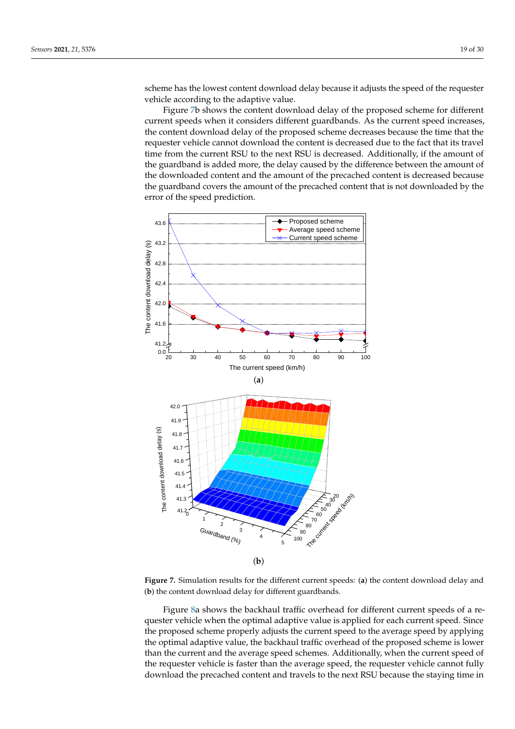scheme has the lowest content download delay because it adjusts the speed of the requester vehicle according to the adaptive value.

Figure 7b shows the content download delay of the proposed scheme for different current speeds when it considers different guardbands. As the current speed increases, the content download delay of the proposed scheme decreases because the time that the requester vehicle cannot download the content is decreased due to the fact that its travel time from the current RSU to the next RSU is decreased. Additionally, if the amount of the guardband is added more, the delay caused by the difference between the amount of the downloaded content and the amount of the precached content is decreased because the guardband covers the amount of the precached content that is not downloaded by the error of the speed prediction.

(**a**)

(**b**)

**Figure 7.** Simulation results for the different current speeds: (**a**) the content download delay and (**b**) the content download delay for different guardbands.

Figure 8a shows the backhaul traffic overhead for different current speeds of a requester vehicle when the optimal adaptive value is applied for each current speed. Since the proposed scheme properly adjusts the current speed to the average speed by applying the optimal adaptive value, the backhaul traffic overhead of the proposed scheme is lower than the current and the average speed schemes. Additionally, when the current speed of the requester vehicle is faster than the average speed, the requester vehicle cannot fully download the precached content and travels to the next RSU because the staying time in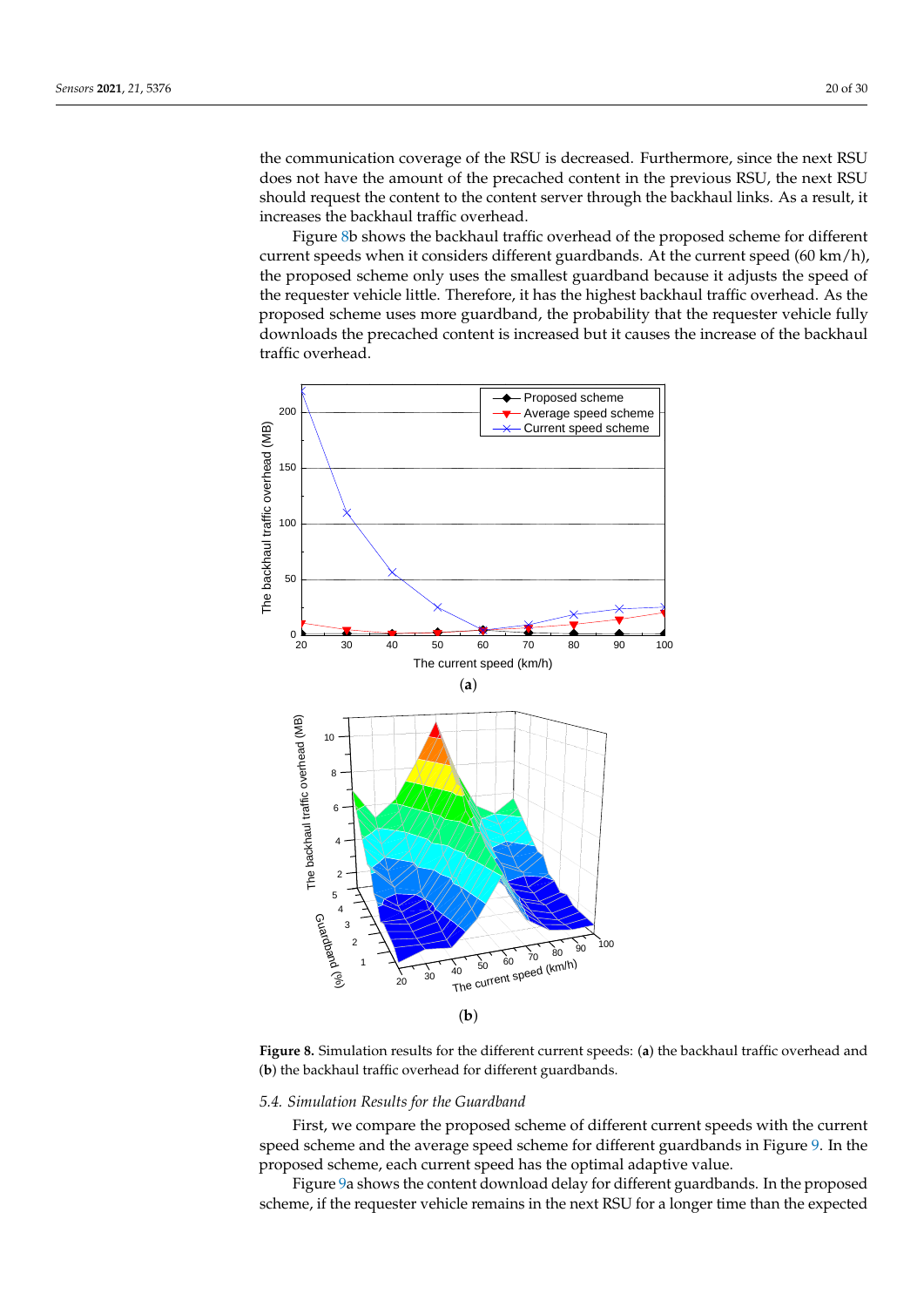the communication coverage of the RSU is decreased. Furthermore, since the next RSU does not have the amount of the precached content in the previous RSU, the next RSU should request the content to the content server through the backhaul links. As a result, it increases the backhaul traffic overhead.

Figure 8b shows the backhaul traffic overhead of the proposed scheme for different current speeds when it considers different guardbands. At the current speed (60 km/h), the proposed scheme only uses the smallest guardband because it adjusts the speed of the requester vehicle little. Therefore, it has the highest backhaul traffic overhead. As the proposed scheme uses more guardband, the probability that the requester vehicle fully downloads the precached content is increased but it causes the increase of the backhaul traffic overhead.

**Figure 8.** Simulation results for the different current speeds: (**a**) the backhaul traffic overhead and (**b**) the backhaul traffic overhead for different guardbands.

### 5.4. Simulation Results for the Guardband

First, we compare the proposed scheme of different current speeds with the current speed scheme and the average speed scheme for different guardbands in Figure 9. In the proposed scheme, each current speed has the optimal adaptive value.

Figure 9a shows the content download delay for different guardbands. In the proposed scheme, if the requester vehicle remains in the next RSU for a longer time than the expected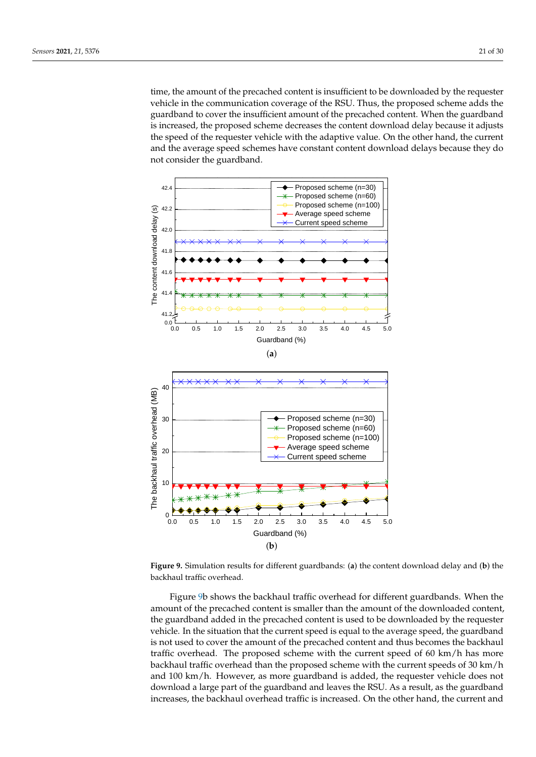time, the amount of the precached content is insufficient to be downloaded by the requester vehicle in the communication coverage of the RSU. Thus, the proposed scheme adds the guardband to cover the insufficient amount of the precached content. When the guardband is increased, the proposed scheme decreases the content download delay because it adjusts the speed of the requester vehicle with the adaptive value. On the other hand, the current and the average speed schemes have constant content download delays because they do not consider the guardband.

**Figure 9.** Simulation results for different guardbands: (**a**) the content download delay and (**b**) the backhaul traffic overhead.

Figure 9b shows the backhaul traffic overhead for different guardbands. When the amount of the precached content is smaller than the amount of the downloaded content, the guardband added in the precached content is used to be downloaded by the requester vehicle. In the situation that the current speed is equal to the average speed, the guardband is not used to cover the amount of the precached content and thus becomes the backhaul traffic overhead. The proposed scheme with the current speed of 60 km/h has more backhaul traffic overhead than the proposed scheme with the current speeds of 30 km/h and 100 km/h. However, as more guardband is added, the requester vehicle does not download a large part of the guardband and leaves the RSU. As a result, as the guardband increases, the backhaul overhead traffic is increased. On the other hand, the current and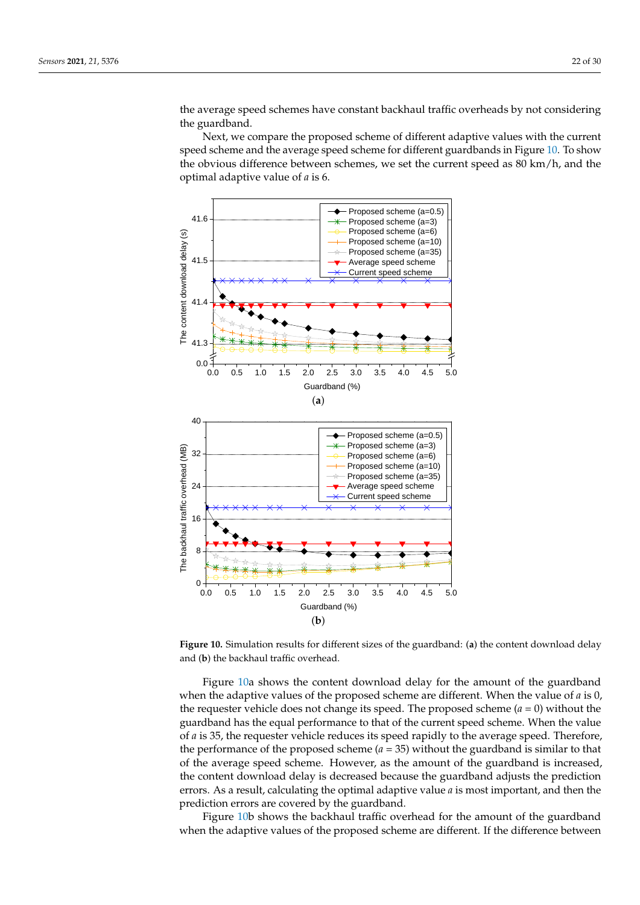the average speed schemes have constant backhaul traffic overheads by not considering the guardband.

Next, we compare the proposed scheme of different adaptive values with the current speed scheme and the average speed scheme for different guardbands in Figure 10. To show the obvious difference between schemes, we set the current speed as 80 km/h, and the optimal adaptive value of $a$ is 6.

**Figure 10.** Simulation results for different sizes of the guardband: (**a**) the content download delay and (**b**) the backhaul traffic overhead.

Figure 10a shows the content download delay for the amount of the guardband when the adaptive values of the proposed scheme are different. When the value of $a$ is 0, the requester vehicle does not change its speed. The proposed scheme ($a = 0$) without the guardband has the equal performance to that of the current speed scheme. When the value of $a$ is 35, the requester vehicle reduces its speed rapidly to the average speed. Therefore, the performance of the proposed scheme ($a = 35$) without the guardband is similar to that of the average speed scheme. However, as the amount of the guardband is increased, the content download delay is decreased because the guardband adjusts the prediction errors. As a result, calculating the optimal adaptive value $a$ is most important, and then the prediction errors are covered by the guardband.

Figure 10b shows the backhaul traffic overhead for the amount of the guardband when the adaptive values of the proposed scheme are different. If the difference between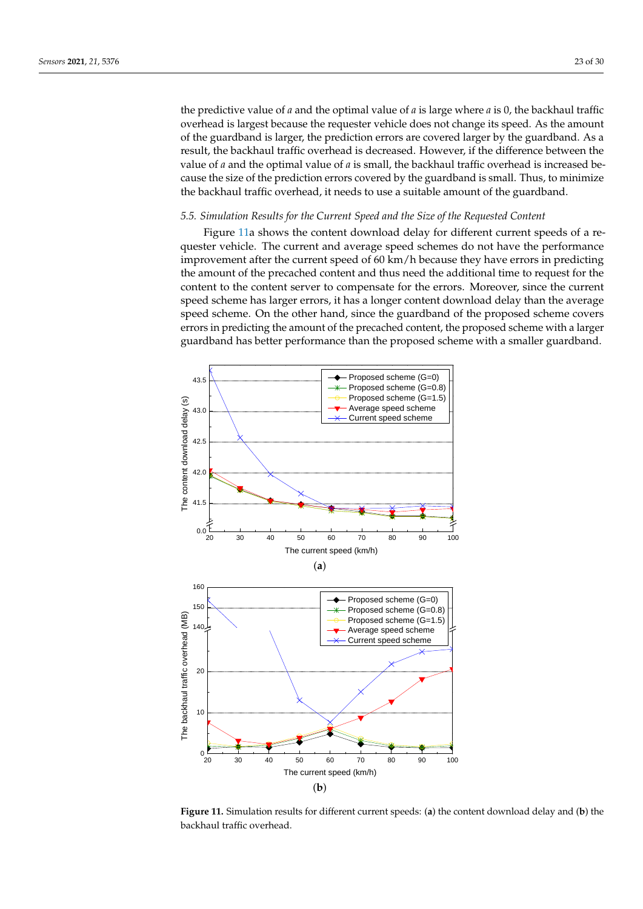the predictive value of $a$ and the optimal value of $a$ is large where $a$ is 0, the backhaul traffic overhead is largest because the requester vehicle does not change its speed. As the amount of the guardband is larger, the prediction errors are covered larger by the guardband. As a result, the backhaul traffic overhead is decreased. However, if the difference between the value of $a$ and the optimal value of $a$ is small, the backhaul traffic overhead is increased because the size of the prediction errors covered by the guardband is small. Thus, to minimize the backhaul traffic overhead, it needs to use a suitable amount of the guardband.

### 5.5. Simulation Results for the Current Speed and the Size of the Requested Content

Figure 11a shows the content download delay for different current speeds of a requester vehicle. The current and average speed schemes do not have the performance improvement after the current speed of 60 km/h because they have errors in predicting the amount of the precached content and thus need the additional time to request for the content to the content server to compensate for the errors. Moreover, since the current speed scheme has larger errors, it has a longer content download delay than the average speed scheme. On the other hand, since the guardband of the proposed scheme covers errors in predicting the amount of the precached content, the proposed scheme with a larger guardband has better performance than the proposed scheme with a smaller guardband.

**Figure 11.** Simulation results for different current speeds: (**a**) the content download delay and (**b**) the backhaul traffic overhead.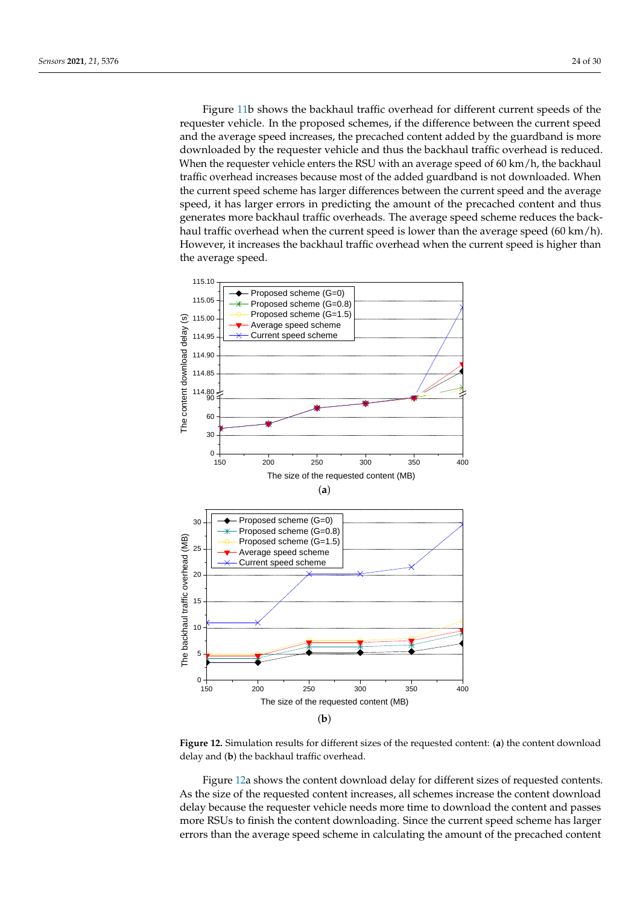Figure 11b shows the backhaul traffic overhead for different current speeds of the requester vehicle. In the proposed schemes, if the difference between the current speed and the average speed increases, the precached content added by the guardband is more downloaded by the requester vehicle and thus the backhaul traffic overhead is reduced. When the requester vehicle enters the RSU with an average speed of 60 km/h, the backhaul traffic overhead increases because most of the added guardband is not downloaded. When the current speed scheme has larger differences between the current speed and the average speed, it has larger errors in predicting the amount of the precached content and thus generates more backhaul traffic overheads. The average speed scheme reduces the backhaul traffic overhead when the current speed is lower than the average speed (60 km/h). However, it increases the backhaul traffic overhead when the current speed is higher than the average speed.

**Figure 12.** Simulation results for different sizes of the requested content: (**a**) the content download delay and (**b**) the backhaul traffic overhead.

Figure 12a shows the content download delay for different sizes of requested contents. As the size of the requested content increases, all schemes increase the content download delay because the requester vehicle needs more time to download the content and passes more RSUs to finish the content downloading. Since the current speed scheme has larger errors than the average speed scheme in calculating the amount of the precached content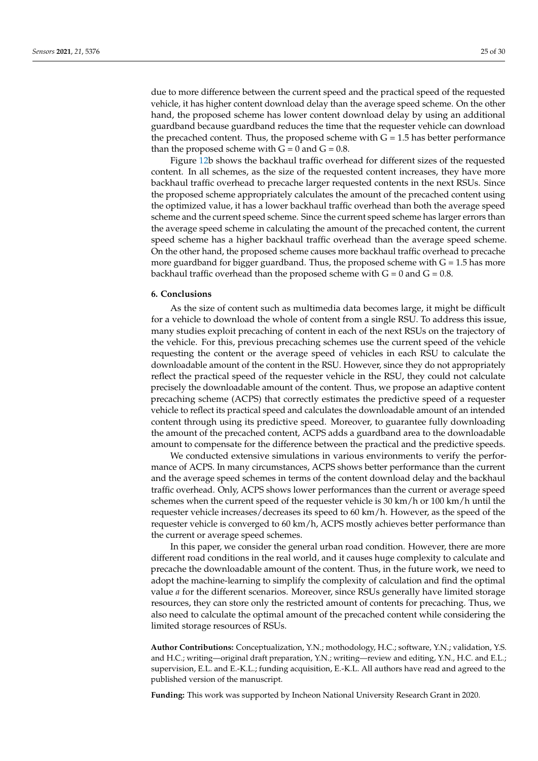due to more difference between the current speed and the practical speed of the requested vehicle, it has higher content download delay than the average speed scheme. On the other hand, the proposed scheme has lower content download delay by using an additional guardband because guardband reduces the time that the requester vehicle can download the precached content. Thus, the proposed scheme with $G = 1.5$ has better performance than the proposed scheme with $G = 0$ and $G = 0.8$.

Figure 12b shows the backhaul traffic overhead for different sizes of the requested content. In all schemes, as the size of the requested content increases, they have more backhaul traffic overhead to precache larger requested contents in the next RSUs. Since the proposed scheme appropriately calculates the amount of the precached content using the optimized value, it has a lower backhaul traffic overhead than both the average speed scheme and the current speed scheme. Since the current speed scheme has larger errors than the average speed scheme in calculating the amount of the precached content, the current speed scheme has a higher backhaul traffic overhead than the average speed scheme. On the other hand, the proposed scheme causes more backhaul traffic overhead to precache more guardband for bigger guardband. Thus, the proposed scheme with $G = 1.5$ has more backhaul traffic overhead than the proposed scheme with $G = 0$ and $G = 0.8$.

## 6. Conclusions

As the size of content such as multimedia data becomes large, it might be difficult for a vehicle to download the whole of content from a single RSU. To address this issue, many studies exploit precaching of content in each of the next RSUs on the trajectory of the vehicle. For this, previous precaching schemes use the current speed of the vehicle requesting the content or the average speed of vehicles in each RSU to calculate the downloadable amount of the content in the RSU. However, since they do not appropriately reflect the practical speed of the requester vehicle in the RSU, they could not calculate precisely the downloadable amount of the content. Thus, we propose an adaptive content precaching scheme (ACPS) that correctly estimates the predictive speed of a requester vehicle to reflect its practical speed and calculates the downloadable amount of an intended content through using its predictive speed. Moreover, to guarantee fully downloading the amount of the precached content, ACPS adds a guardband area to the downloadable amount to compensate for the difference between the practical and the predictive speeds.

We conducted extensive simulations in various environments to verify the performance of ACPS. In many circumstances, ACPS shows better performance than the current and the average speed schemes in terms of the content download delay and the backhaul traffic overhead. Only, ACPS shows lower performances than the current or average speed schemes when the current speed of the requester vehicle is 30 km/h or 100 km/h until the requester vehicle increases/decreases its speed to 60 km/h. However, as the speed of the requester vehicle is converged to 60 km/h, ACPS mostly achieves better performance than the current or average speed schemes.

In this paper, we consider the general urban road condition. However, there are more different road conditions in the real world, and it causes huge complexity to calculate and precache the downloadable amount of the content. Thus, in the future work, we need to adopt the machine-learning to simplify the complexity of calculation and find the optimal value $a$ for the different scenarios. Moreover, since RSUs generally have limited storage resources, they can store only the restricted amount of contents for precaching. Thus, we also need to calculate the optimal amount of the precached content while considering the limited storage resources of RSUs.

**Author Contributions:** Conceptualization, Y.N.; mothodology, H.C.; software, Y.N.; validation, Y.S. and H.C.; writing—original draft preparation, Y.N.; writing—review and editing, Y.N., H.C. and E.L.; supervision, E.L. and E.-K.L.; funding acquisition, E.-K.L. All authors have read and agreed to the published version of the manuscript.

**Funding:** This work was supported by Incheon National University Research Grant in 2020.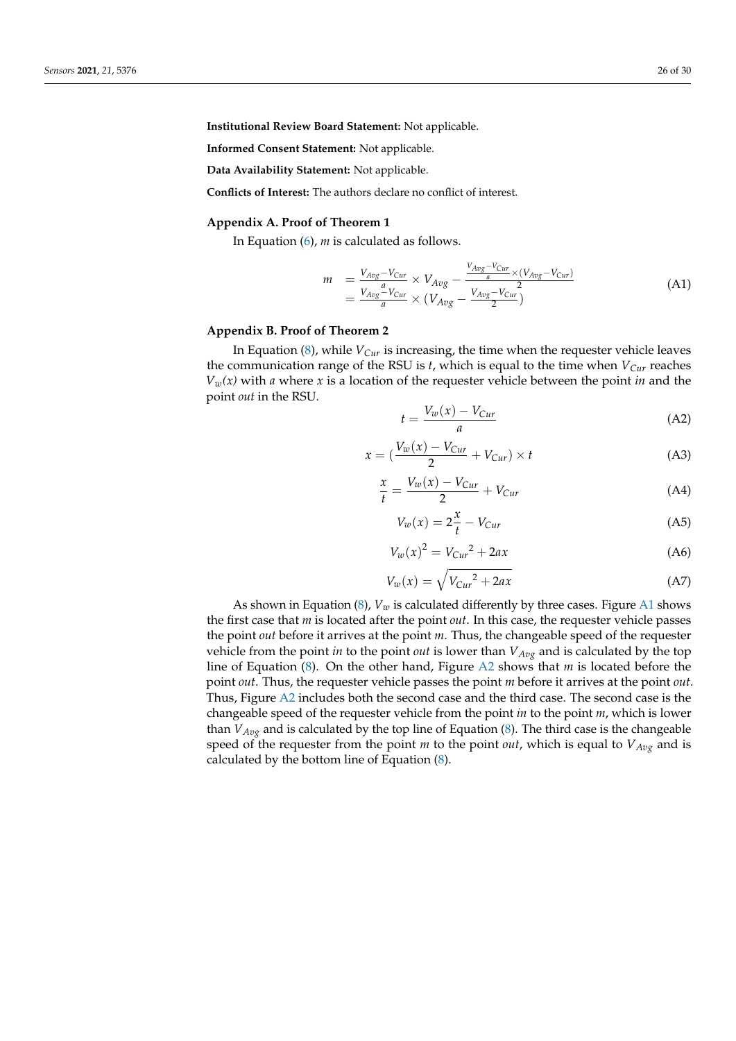**Institutional Review Board Statement:** Not applicable.

**Informed Consent Statement:** Not applicable.

**Data Availability Statement:** Not applicable.

**Conflicts of Interest:** The authors declare no conflict of interest.

## Appendix A. Proof of Theorem 1

In Equation (6), $m$ is calculated as follows.

$$
\begin{aligned}
m &= \frac{V_{Avg}-V_{Cur}}{a} \times V_{Avg} - \frac{\frac{V_{Avg}-V_{Cur}}{a} \times (V_{Avg}-V_{Cur})}{2} \\
&= \frac{V_{Avg}-V_{Cur}}{a} \times (V_{Avg} - \frac{V_{Avg}-V_{Cur}}{2})
\end{aligned} \tag{A1}
$$

## Appendix B. Proof of Theorem 2

In Equation (8), while $V_{Cur}$ is increasing, the time when the requester vehicle leaves the communication range of the RSU is $t$, which is equal to the time when $V_{Cur}$ reaches $V_w(x)$ with $a$ where $x$ is a location of the requester vehicle between the point *in* and the point *out* in the RSU.

$$
t = \frac{V_w(x) - V_{Cur}}{a} \tag{A2}
$$

$$
x = (\frac{V_w(x) - V_{Cur}}{2} + V_{Cur}) \times t \tag{A3}
$$

$$
\frac{x}{t} = \frac{V_w(x) - V_{Cur}}{2} + V_{Cur} \tag{A4}
$$

$$
V_w(x) = 2\frac{x}{t} - V_{Cur} \tag{A5}
$$

$$
V_w(x)^2 = {V_{Cur}}^2 + 2ax \tag{A6}
$$

$$
V_w(x) = \sqrt{{V_{Cur}}^2 + 2ax} \tag{A7}
$$

As shown in Equation (8), $V_w$ is calculated differently by three cases. Figure A1 shows the first case that $m$ is located after the point *out*. In this case, the requester vehicle passes the point *out* before it arrives at the point $m$. Thus, the changeable speed of the requester vehicle from the point *in* to the point *out* is lower than $V_{Avg}$ and is calculated by the top line of Equation (8). On the other hand, Figure A2 shows that $m$ is located before the point *out*. Thus, the requester vehicle passes the point $m$ before it arrives at the point *out*. Thus, Figure A2 includes both the second case and the third case. The second case is the changeable speed of the requester vehicle from the point *in* to the point $m$, which is lower than $V_{Avg}$ and is calculated by the top line of Equation (8). The third case is the changeable speed of the requester from the point $m$ to the point *out*, which is equal to $V_{Avg}$ and is calculated by the bottom line of Equation (8).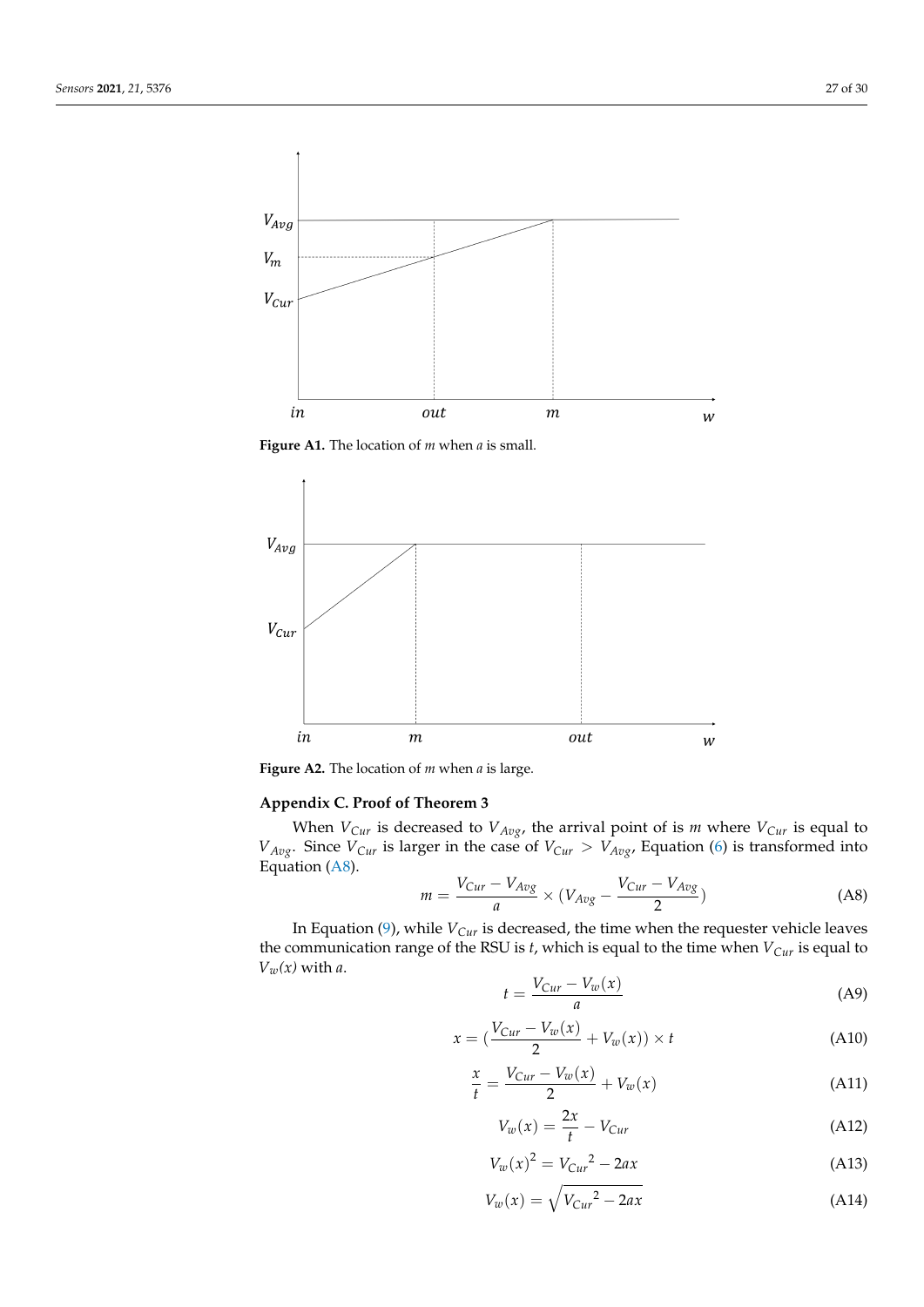Figure A1. The location of $m$ when $a$ is small.

Figure A2. The location of $m$ when $a$ is large.

### Appendix C. Proof of Theorem 3

When $V_{Cur}$ is decreased to $V_{Avg}$, the arrival point of is $m$ where $V_{Cur}$ is equal to $V_{Avg}$. Since $V_{Cur}$ is larger in the case of $V_{Cur} > V_{Avg}$, Equation (6) is transformed into Equation (A8).

$$m = \frac{V_{Cur} - V_{Avg}}{a} \times (V_{Avg} - \frac{V_{Cur} - V_{Avg}}{2}) \tag{A8}$$

In Equation (9), while $V_{Cur}$ is decreased, the time when the requester vehicle leaves the communication range of the RSU is $t$, which is equal to the time when $V_{Cur}$ is equal to $V_w(x)$ with $a$.

$$t = \frac{V_{Cur} - V_w(x)}{a} \tag{A9}$$

$$x = (\frac{V_{Cur} - V_w(x)}{2} + V_w(x)) \times t \tag{A10}$$

$$\frac{x}{t} = \frac{V_{Cur} - V_w(x)}{2} + V_w(x) \tag{A11}$$

$$V_w(x) = \frac{2x}{t} - V_{Cur} \tag{A12}$$

$$V_w(x)^2 = {V_{Cur}}^2 - 2ax \tag{A13}$$

$$V_w(x) = \sqrt{{V_{Cur}}^2 - 2ax} \tag{A14}$$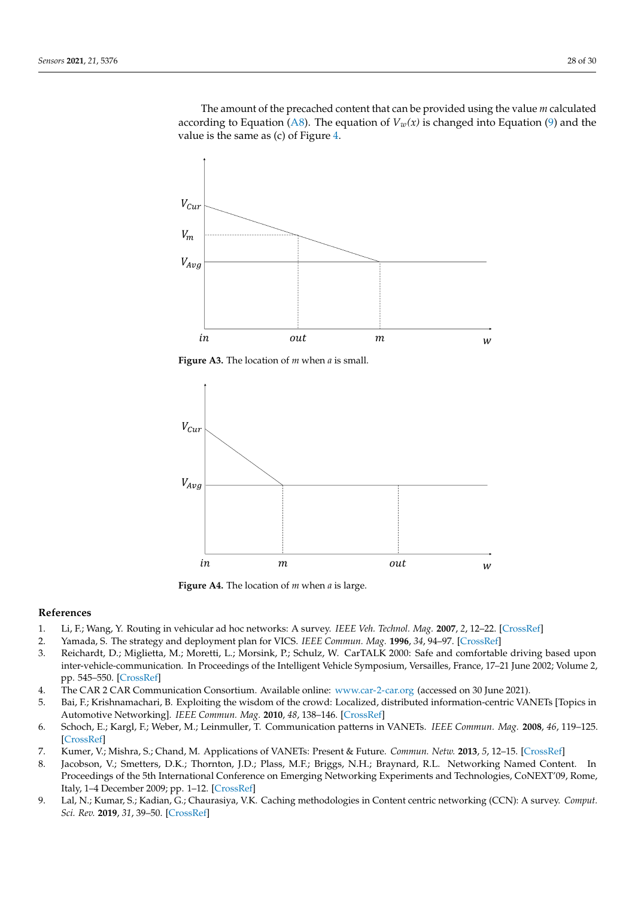The amount of the precached content that can be provided using the value $m$ calculated according to Equation (A8). The equation of $V_w(x)$ is changed into Equation (9) and the value is the same as (c) of Figure 4.

**Figure A3.** The location of $m$ when $a$ is small.

**Figure A4.** The location of $m$ when $a$ is large.

## References

1. Li, F.; Wang, Y. Routing in vehicular ad hoc networks: A survey. *IEEE Veh. Technol. Mag.* **2007**, *2*, 12–22. [CrossRef]
2. Yamada, S. The strategy and deployment plan for VICS. *IEEE Commun. Mag.* **1996**, *34*, 94–97. [CrossRef]
3. Reichardt, D.; Miglietta, M.; Moretti, L.; Morsink, P.; Schulz, W. CarTALK 2000: Safe and comfortable driving based upon inter-vehicle-communication. In Proceedings of the Intelligent Vehicle Symposium, Versailles, France, 17–21 June 2002; Volume 2, pp. 545–550. [CrossRef]
4. The CAR 2 CAR Communication Consortium. Available online: www.car-2-car.org (accessed on 30 June 2021).
5. Bai, F.; Krishnamachari, B. Exploiting the wisdom of the crowd: Localized, distributed information-centric VANETs [Topics in Automotive Networking]. *IEEE Commun. Mag.* **2010**, *48*, 138–146. [CrossRef]
6. Schoch, E.; Kargl, F.; Weber, M.; Leinmuller, T. Communication patterns in VANETs. *IEEE Commun. Mag.* **2008**, *46*, 119–125. [CrossRef]
7. Kumer, V.; Mishra, S.; Chand, M. Applications of VANETs: Present & Future. *Commun. Netw.* **2013**, *5*, 12–15. [CrossRef]
8. Jacobson, V.; Smetters, D.K.; Thornton, J.D.; Plass, M.F.; Briggs, N.H.; Braynard, R.L. Networking Named Content. In Proceedings of the 5th International Conference on Emerging Networking Experiments and Technologies, CoNEXT'09, Rome, Italy, 1–4 December 2009; pp. 1–12. [CrossRef]
9. Lal, N.; Kumar, S.; Kadian, G.; Chaurasiya, V.K. Caching methodologies in Content centric networking (CCN): A survey. *Comput. Sci. Rev.* **2019**, *31*, 39–50. [CrossRef]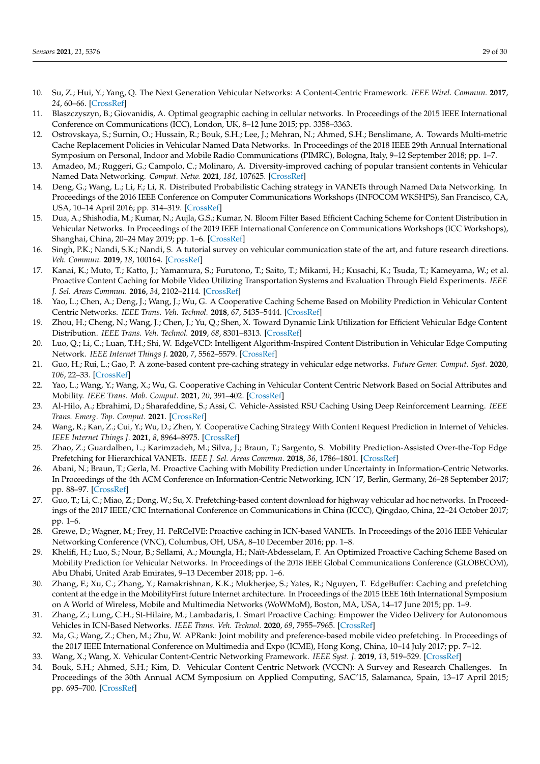10. Su, Z.; Hui, Y.; Yang, Q. The Next Generation Vehicular Networks: A Content-Centric Framework. *IEEE Wirel. Commun.* **2017**, *24*, 60–66. [CrossRef]
11. Blaszczyszyn, B.; Giovanidis, A. Optimal geographic caching in cellular networks. In Proceedings of the 2015 IEEE International Conference on Communications (ICC), London, UK, 8–12 June 2015; pp. 3358–3363.
12. Ostrovskaya, S.; Surnin, O.; Hussain, R.; Bouk, S.H.; Lee, J.; Mehran, N.; Ahmed, S.H.; Benslimane, A. Towards Multi-metric Cache Replacement Policies in Vehicular Named Data Networks. In Proceedings of the 2018 IEEE 29th Annual International Symposium on Personal, Indoor and Mobile Radio Communications (PIMRC), Bologna, Italy, 9–12 September 2018; pp. 1–7.
13. Amadeo, M.; Ruggeri, G.; Campolo, C.; Molinaro, A. Diversity-improved caching of popular transient contents in Vehicular Named Data Networking. *Comput. Netw.* **2021**, *184*, 107625. [CrossRef]
14. Deng, G.; Wang, L.; Li, F.; Li, R. Distributed Probabilistic Caching strategy in VANETs through Named Data Networking. In Proceedings of the 2016 IEEE Conference on Computer Communications Workshops (INFOCOM WKSHPS), San Francisco, CA, USA, 10–14 April 2016; pp. 314–319. [CrossRef]
15. Dua, A.; Shishodia, M.; Kumar, N.; Aujla, G.S.; Kumar, N. Bloom Filter Based Efficient Caching Scheme for Content Distribution in Vehicular Networks. In Proceedings of the 2019 IEEE International Conference on Communications Workshops (ICC Workshops), Shanghai, China, 20–24 May 2019; pp. 1–6. [CrossRef]
16. Singh, P.K.; Nandi, S.K.; Nandi, S. A tutorial survey on vehicular communication state of the art, and future research directions. *Veh. Commun.* **2019**, *18*, 100164. [CrossRef]
17. Kanai, K.; Muto, T.; Katto, J.; Yamamura, S.; Furutono, T.; Saito, T.; Mikami, H.; Kusachi, K.; Tsuda, T.; Kameyama, W.; et al. Proactive Content Caching for Mobile Video Utilizing Transportation Systems and Evaluation Through Field Experiments. *IEEE J. Sel. Areas Commun.* **2016**, *34*, 2102–2114. [CrossRef]
18. Yao, L.; Chen, A.; Deng, J.; Wang, J.; Wu, G. A Cooperative Caching Scheme Based on Mobility Prediction in Vehicular Content Centric Networks. *IEEE Trans. Veh. Technol.* **2018**, *67*, 5435–5444. [CrossRef]
19. Zhou, H.; Cheng, N.; Wang, J.; Chen, J.; Yu, Q.; Shen, X. Toward Dynamic Link Utilization for Efficient Vehicular Edge Content Distribution. *IEEE Trans. Veh. Technol.* **2019**, *68*, 8301–8313. [CrossRef]
20. Luo, Q.; Li, C.; Luan, T.H.; Shi, W. EdgeVCD: Intelligent Algorithm-Inspired Content Distribution in Vehicular Edge Computing Network. *IEEE Internet Things J.* **2020**, *7*, 5562–5579. [CrossRef]
21. Guo, H.; Rui, L.; Gao, P. A zone-based content pre-caching strategy in vehicular edge networks. *Future Gener. Comput. Syst.* **2020**, *106*, 22–33. [CrossRef]
22. Yao, L.; Wang, Y.; Wang, X.; Wu, G. Cooperative Caching in Vehicular Content Centric Network Based on Social Attributes and Mobility. *IEEE Trans. Mob. Comput.* **2021**, *20*, 391–402. [CrossRef]
23. Al-Hilo, A.; Ebrahimi, D.; Sharafeddine, S.; Assi, C. Vehicle-Assisted RSU Caching Using Deep Reinforcement Learning. *IEEE Trans. Emerg. Top. Comput.* **2021**. [CrossRef]
24. Wang, R.; Kan, Z.; Cui, Y.; Wu, D.; Zhen, Y. Cooperative Caching Strategy With Content Request Prediction in Internet of Vehicles. *IEEE Internet Things J.* **2021**, *8*, 8964–8975. [CrossRef]
25. Zhao, Z.; Guardalben, L.; Karimzadeh, M.; Silva, J.; Braun, T.; Sargento, S. Mobility Prediction-Assisted Over-the-Top Edge Prefetching for Hierarchical VANETs. *IEEE J. Sel. Areas Commun.* **2018**, *36*, 1786–1801. [CrossRef]
26. Abani, N.; Braun, T.; Gerla, M. Proactive Caching with Mobility Prediction under Uncertainty in Information-Centric Networks. In Proceedings of the 4th ACM Conference on Information-Centric Networking, ICN '17, Berlin, Germany, 26–28 September 2017; pp. 88–97. [CrossRef]
27. Guo, T.; Li, C.; Miao, Z.; Dong, W.; Su, X. Prefetching-based content download for highway vehicular ad hoc networks. In Proceedings of the 2017 IEEE/CIC International Conference on Communications in China (ICCC), Qingdao, China, 22–24 October 2017; pp. 1–6.
28. Grewe, D.; Wagner, M.; Frey, H. PeRCeIVE: Proactive caching in ICN-based VANETs. In Proceedings of the 2016 IEEE Vehicular Networking Conference (VNC), Columbus, OH, USA, 8–10 December 2016; pp. 1–8.
29. Khelifi, H.; Luo, S.; Nour, B.; Sellami, A.; Moungla, H.; Naït-Abdesselam, F. An Optimized Proactive Caching Scheme Based on Mobility Prediction for Vehicular Networks. In Proceedings of the 2018 IEEE Global Communications Conference (GLOBECOM), Abu Dhabi, United Arab Emirates, 9–13 December 2018; pp. 1–6.
30. Zhang, F.; Xu, C.; Zhang, Y.; Ramakrishnan, K.K.; Mukherjee, S.; Yates, R.; Nguyen, T. EdgeBuffer: Caching and prefetching content at the edge in the MobilityFirst future Internet architecture. In Proceedings of the 2015 IEEE 16th International Symposium on A World of Wireless, Mobile and Multimedia Networks (WoWMoM), Boston, MA, USA, 14–17 June 2015; pp. 1–9.
31. Zhang, Z.; Lung, C.H.; St-Hilaire, M.; Lambadaris, I. Smart Proactive Caching: Empower the Video Delivery for Autonomous Vehicles in ICN-Based Networks. *IEEE Trans. Veh. Technol.* **2020**, *69*, 7955–7965. [CrossRef]
32. Ma, G.; Wang, Z.; Chen, M.; Zhu, W. APRank: Joint mobility and preference-based mobile video prefetching. In Proceedings of the 2017 IEEE International Conference on Multimedia and Expo (ICME), Hong Kong, China, 10–14 July 2017; pp. 7–12.
33. Wang, X.; Wang, X. Vehicular Content-Centric Networking Framework. *IEEE Syst. J.* **2019**, *13*, 519–529. [CrossRef]
34. Bouk, S.H.; Ahmed, S.H.; Kim, D. Vehicular Content Centric Network (VCCN): A Survey and Research Challenges. In Proceedings of the 30th Annual ACM Symposium on Applied Computing, SAC'15, Salamanca, Spain, 13–17 April 2015; pp. 695–700. [CrossRef]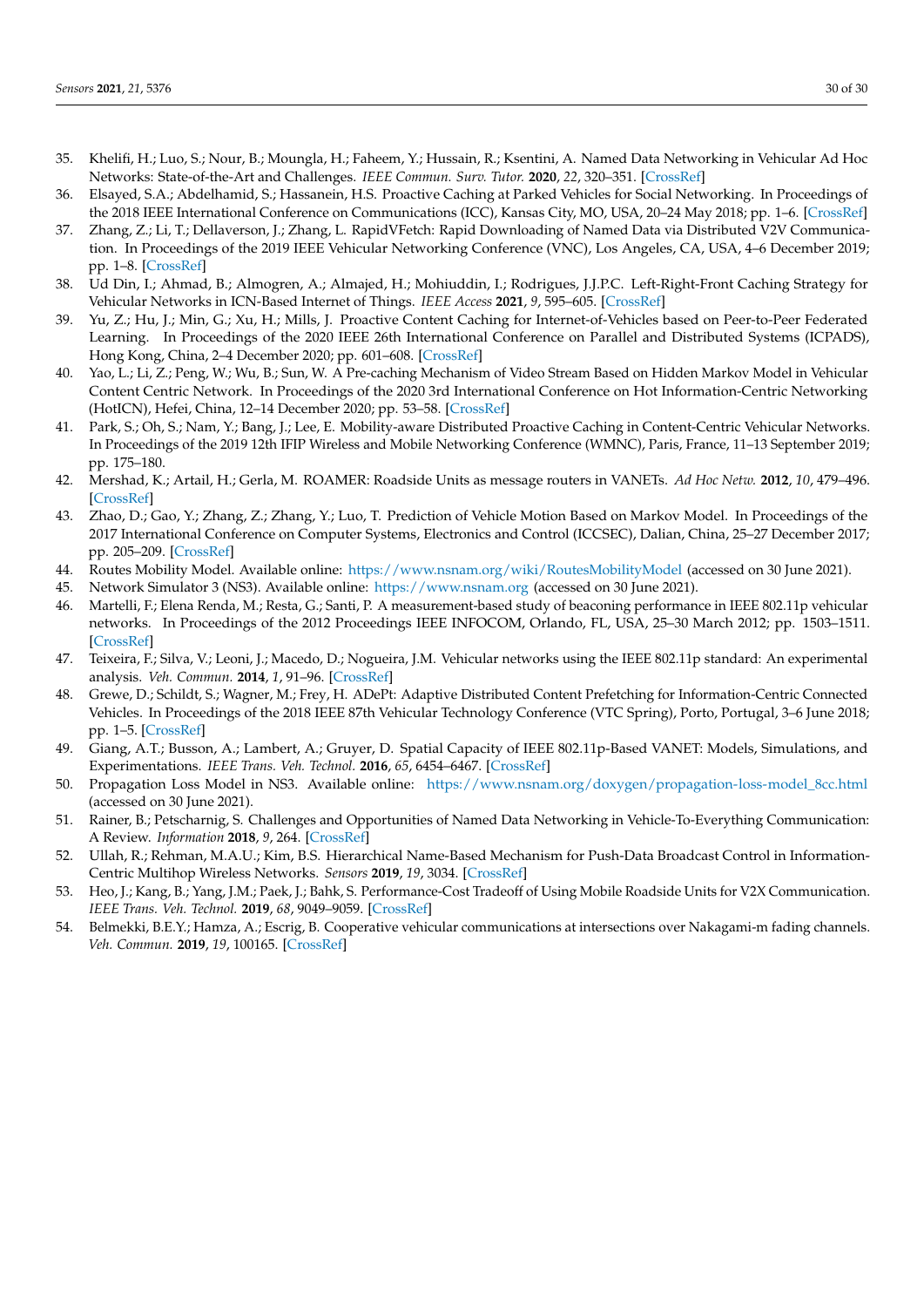35. Khelifi, H.; Luo, S.; Nour, B.; Moungla, H.; Faheem, Y.; Hussain, R.; Ksentini, A. Named Data Networking in Vehicular Ad Hoc Networks: State-of-the-Art and Challenges. *IEEE Commun. Surv. Tutor.* **2020**, *22*, 320–351. [CrossRef]
36. Elsayed, S.A.; Abdelhamid, S.; Hassanein, H.S. Proactive Caching at Parked Vehicles for Social Networking. In Proceedings of the 2018 IEEE International Conference on Communications (ICC), Kansas City, MO, USA, 20–24 May 2018; pp. 1–6. [CrossRef]
37. Zhang, Z.; Li, T.; Dellaverson, J.; Zhang, L. RapidVFetch: Rapid Downloading of Named Data via Distributed V2V Communication. In Proceedings of the 2019 IEEE Vehicular Networking Conference (VNC), Los Angeles, CA, USA, 4–6 December 2019; pp. 1–8. [CrossRef]
38. Ud Din, I.; Ahmad, B.; Almogren, A.; Almajed, H.; Mohiuddin, I.; Rodrigues, J.J.P.C. Left-Right-Front Caching Strategy for Vehicular Networks in ICN-Based Internet of Things. *IEEE Access* **2021**, *9*, 595–605. [CrossRef]
39. Yu, Z.; Hu, J.; Min, G.; Xu, H.; Mills, J. Proactive Content Caching for Internet-of-Vehicles based on Peer-to-Peer Federated Learning. In Proceedings of the 2020 IEEE 26th International Conference on Parallel and Distributed Systems (ICPADS), Hong Kong, China, 2–4 December 2020; pp. 601–608. [CrossRef]
40. Yao, L.; Li, Z.; Peng, W.; Wu, B.; Sun, W. A Pre-caching Mechanism of Video Stream Based on Hidden Markov Model in Vehicular Content Centric Network. In Proceedings of the 2020 3rd International Conference on Hot Information-Centric Networking (HotICN), Hefei, China, 12–14 December 2020; pp. 53–58. [CrossRef]
41. Park, S.; Oh, S.; Nam, Y.; Bang, J.; Lee, E. Mobility-aware Distributed Proactive Caching in Content-Centric Vehicular Networks. In Proceedings of the 2019 12th IFIP Wireless and Mobile Networking Conference (WMNC), Paris, France, 11–13 September 2019; pp. 175–180.
42. Mershad, K.; Artail, H.; Gerla, M. ROAMER: Roadside Units as message routers in VANETs. *Ad Hoc Netw.* **2012**, *10*, 479–496. [CrossRef]
43. Zhao, D.; Gao, Y.; Zhang, Z.; Zhang, Y.; Luo, T. Prediction of Vehicle Motion Based on Markov Model. In Proceedings of the 2017 International Conference on Computer Systems, Electronics and Control (ICCSEC), Dalian, China, 25–27 December 2017; pp. 205–209. [CrossRef]
44. Routes Mobility Model. Available online: https://www.nsnam.org/wiki/RoutesMobilityModel (accessed on 30 June 2021).
45. Network Simulator 3 (NS3). Available online: https://www.nsnam.org (accessed on 30 June 2021).
46. Martelli, F.; Elena Renda, M.; Resta, G.; Santi, P. A measurement-based study of beaconing performance in IEEE 802.11p vehicular networks. In Proceedings of the 2012 Proceedings IEEE INFOCOM, Orlando, FL, USA, 25–30 March 2012; pp. 1503–1511. [CrossRef]
47. Teixeira, F.; Silva, V.; Leoni, J.; Macedo, D.; Nogueira, J.M. Vehicular networks using the IEEE 802.11p standard: An experimental analysis. *Veh. Commun.* **2014**, *1*, 91–96. [CrossRef]
48. Grewe, D.; Schildt, S.; Wagner, M.; Frey, H. ADePt: Adaptive Distributed Content Prefetching for Information-Centric Connected Vehicles. In Proceedings of the 2018 IEEE 87th Vehicular Technology Conference (VTC Spring), Porto, Portugal, 3–6 June 2018; pp. 1–5. [CrossRef]
49. Giang, A.T.; Busson, A.; Lambert, A.; Gruyer, D. Spatial Capacity of IEEE 802.11p-Based VANET: Models, Simulations, and Experimentations. *IEEE Trans. Veh. Technol.* **2016**, *65*, 6454–6467. [CrossRef]
50. Propagation Loss Model in NS3. Available online: https://www.nsnam.org/doxygen/propagation-loss-model_8cc.html (accessed on 30 June 2021).
51. Rainer, B.; Petscharnig, S. Challenges and Opportunities of Named Data Networking in Vehicle-To-Everything Communication: A Review. *Information* **2018**, *9*, 264. [CrossRef]
52. Ullah, R.; Rehman, M.A.U.; Kim, B.S. Hierarchical Name-Based Mechanism for Push-Data Broadcast Control in Information-Centric Multihop Wireless Networks. *Sensors* **2019**, *19*, 3034. [CrossRef]
53. Heo, J.; Kang, B.; Yang, J.M.; Paek, J.; Bahk, S. Performance-Cost Tradeoff of Using Mobile Roadside Units for V2X Communication. *IEEE Trans. Veh. Technol.* **2019**, *68*, 9049–9059. [CrossRef]
54. Belmekki, B.E.Y.; Hamza, A.; Escrig, B. Cooperative vehicular communications at intersections over Nakagami-m fading channels. *Veh. Commun.* **2019**, *19*, 100165. [CrossRef]